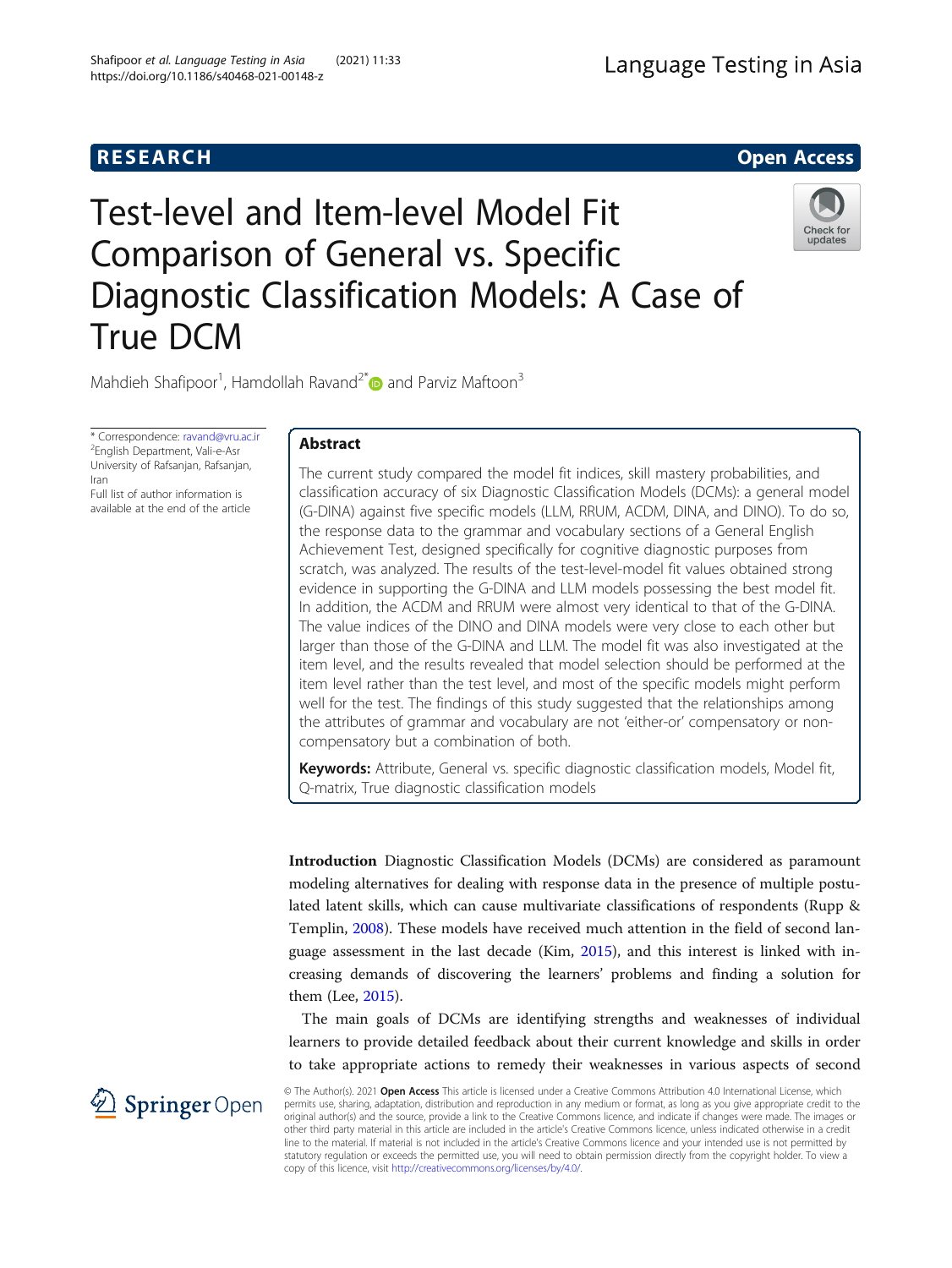RESEARCH

Open Access

# Test-level and Item-level Model Fit Comparison of General vs. Specific Diagnostic Classification Models: A Case of True DCM

Mahdieh Shafipoor[1], Hamdollah Ravand[2*] and Parviz Maftoon[3]

* Correspondence: ravand@vru.ac.ir
[2]English Department, Vali-e-Asr University of Rafsanjan, Rafsanjan, Iran
Full list of author information is available at the end of the article

## Abstract

The current study compared the model fit indices, skill mastery probabilities, and classification accuracy of six Diagnostic Classification Models (DCMs): a general model (G-DINA) against five specific models (LLM, RRUM, ACDM, DINA, and DINO). To do so, the response data to the grammar and vocabulary sections of a General English Achievement Test, designed specifically for cognitive diagnostic purposes from scratch, was analyzed. The results of the test-level-model fit values obtained strong evidence in supporting the G-DINA and LLM models possessing the best model fit. In addition, the ACDM and RRUM were almost very identical to that of the G-DINA. The value indices of the DINO and DINA models were very close to each other but larger than those of the G-DINA and LLM. The model fit was also investigated at the item level, and the results revealed that model selection should be performed at the item level rather than the test level, and most of the specific models might perform well for the test. The findings of this study suggested that the relationships among the attributes of grammar and vocabulary are not 'either-or' compensatory or non-compensatory but a combination of both.

**Keywords:** Attribute, General vs. specific diagnostic classification models, Model fit, Q-matrix, True diagnostic classification models

**Introduction** Diagnostic Classification Models (DCMs) are considered as paramount modeling alternatives for dealing with response data in the presence of multiple postulated latent skills, which can cause multivariate classifications of respondents (Rupp & Templin, 2008). These models have received much attention in the field of second language assessment in the last decade (Kim, 2015), and this interest is linked with increasing demands of discovering the learners' problems and finding a solution for them (Lee, 2015).

The main goals of DCMs are identifying strengths and weaknesses of individual learners to provide detailed feedback about their current knowledge and skills in order to take appropriate actions to remedy their weaknesses in various aspects of second

© The Author(s). 2021 **Open Access** This article is licensed under a Creative Commons Attribution 4.0 International License, which permits use, sharing, adaptation, distribution and reproduction in any medium or format, as long as you give appropriate credit to the original author(s) and the source, provide a link to the Creative Commons licence, and indicate if changes were made. The images or other third party material in this article are included in the article's Creative Commons licence, unless indicated otherwise in a credit line to the material. If material is not included in the article's Creative Commons licence and your intended use is not permitted by statutory regulation or exceeds the permitted use, you will need to obtain permission directly from the copyright holder. To view a copy of this licence, visit http://creativecommons.org/licenses/by/4.0/.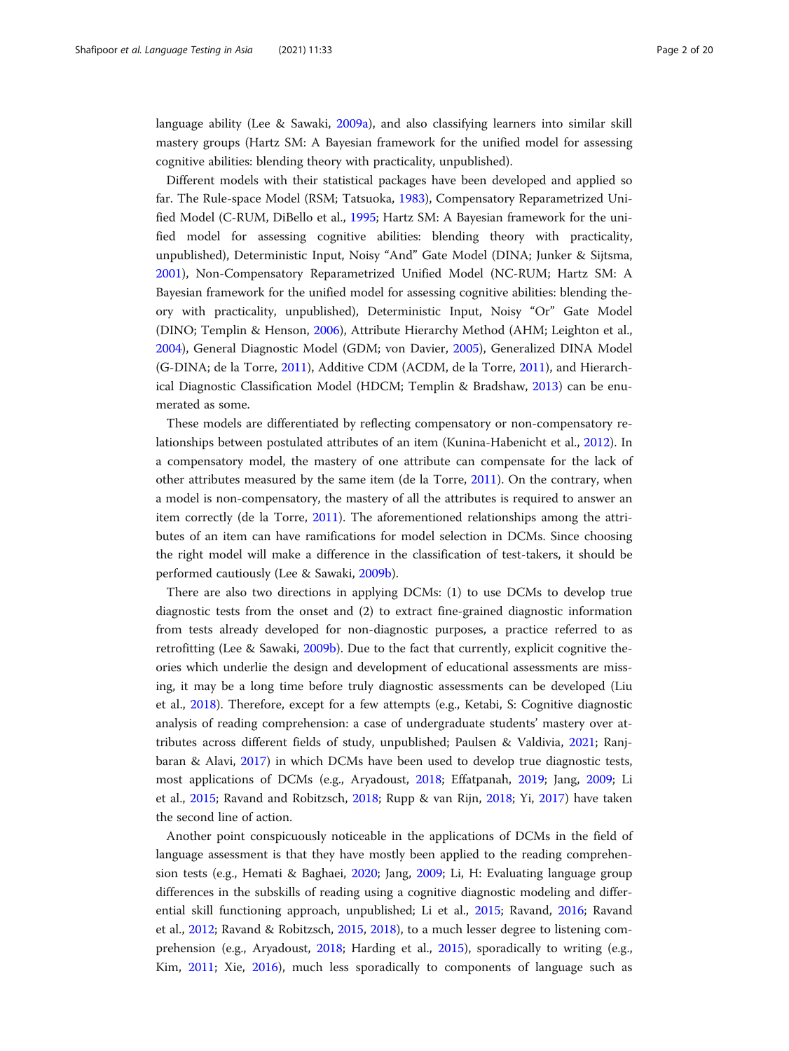language ability (Lee & Sawaki, 2009a), and also classifying learners into similar skill mastery groups (Hartz SM: A Bayesian framework for the unified model for assessing cognitive abilities: blending theory with practicality, unpublished).

Different models with their statistical packages have been developed and applied so far. The Rule-space Model (RSM; Tatsuoka, 1983), Compensatory Reparametrized Unified Model (C-RUM, DiBello et al., 1995; Hartz SM: A Bayesian framework for the unified model for assessing cognitive abilities: blending theory with practicality, unpublished), Deterministic Input, Noisy "And" Gate Model (DINA; Junker & Sijtsma, 2001), Non-Compensatory Reparametrized Unified Model (NC-RUM; Hartz SM: A Bayesian framework for the unified model for assessing cognitive abilities: blending theory with practicality, unpublished), Deterministic Input, Noisy "Or" Gate Model (DINO; Templin & Henson, 2006), Attribute Hierarchy Method (AHM; Leighton et al., 2004), General Diagnostic Model (GDM; von Davier, 2005), Generalized DINA Model (G-DINA; de la Torre, 2011), Additive CDM (ACDM, de la Torre, 2011), and Hierarchical Diagnostic Classification Model (HDCM; Templin & Bradshaw, 2013) can be enumerated as some.

These models are differentiated by reflecting compensatory or non-compensatory relationships between postulated attributes of an item (Kunina-Habenicht et al., 2012). In a compensatory model, the mastery of one attribute can compensate for the lack of other attributes measured by the same item (de la Torre, 2011). On the contrary, when a model is non-compensatory, the mastery of all the attributes is required to answer an item correctly (de la Torre, 2011). The aforementioned relationships among the attributes of an item can have ramifications for model selection in DCMs. Since choosing the right model will make a difference in the classification of test-takers, it should be performed cautiously (Lee & Sawaki, 2009b).

There are also two directions in applying DCMs: (1) to use DCMs to develop true diagnostic tests from the onset and (2) to extract fine-grained diagnostic information from tests already developed for non-diagnostic purposes, a practice referred to as retrofitting (Lee & Sawaki, 2009b). Due to the fact that currently, explicit cognitive theories which underlie the design and development of educational assessments are missing, it may be a long time before truly diagnostic assessments can be developed (Liu et al., 2018). Therefore, except for a few attempts (e.g., Ketabi, S: Cognitive diagnostic analysis of reading comprehension: a case of undergraduate students' mastery over attributes across different fields of study, unpublished; Paulsen & Valdivia, 2021; Ranjbaran & Alavi, 2017) in which DCMs have been used to develop true diagnostic tests, most applications of DCMs (e.g., Aryadoust, 2018; Effatpanah, 2019; Jang, 2009; Li et al., 2015; Ravand and Robitzsch, 2018; Rupp & van Rijn, 2018; Yi, 2017) have taken the second line of action.

Another point conspicuously noticeable in the applications of DCMs in the field of language assessment is that they have mostly been applied to the reading comprehension tests (e.g., Hemati & Baghaei, 2020; Jang, 2009; Li, H: Evaluating language group differences in the subskills of reading using a cognitive diagnostic modeling and differential skill functioning approach, unpublished; Li et al., 2015; Ravand, 2016; Ravand et al., 2012; Ravand & Robitzsch, 2015, 2018), to a much lesser degree to listening comprehension (e.g., Aryadoust, 2018; Harding et al., 2015), sporadically to writing (e.g., Kim, 2011; Xie, 2016), much less sporadically to components of language such as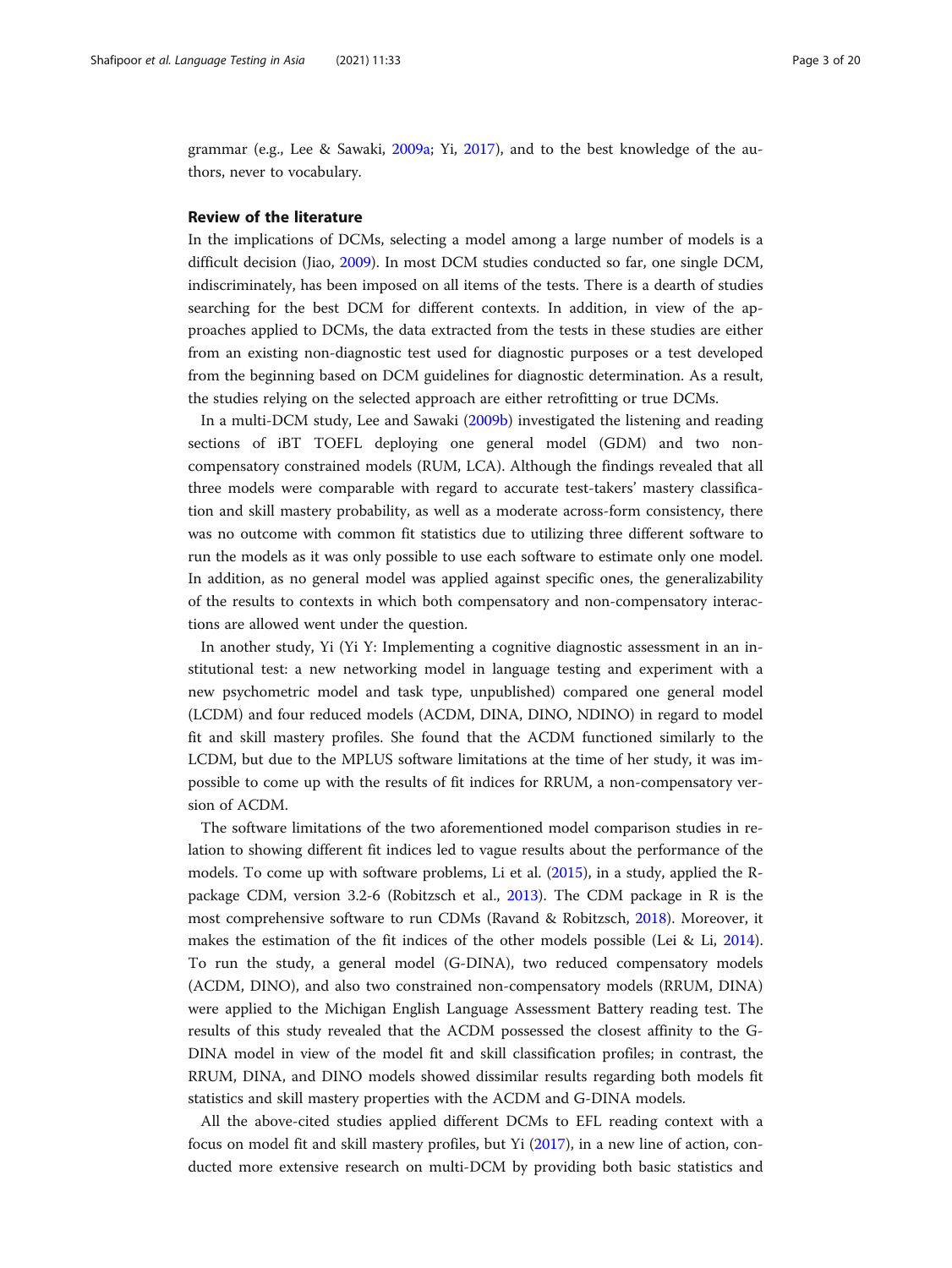grammar (e.g., Lee & Sawaki, 2009a; Yi, 2017), and to the best knowledge of the authors, never to vocabulary.

## Review of the literature

In the implications of DCMs, selecting a model among a large number of models is a difficult decision (Jiao, 2009). In most DCM studies conducted so far, one single DCM, indiscriminately, has been imposed on all items of the tests. There is a dearth of studies searching for the best DCM for different contexts. In addition, in view of the approaches applied to DCMs, the data extracted from the tests in these studies are either from an existing non-diagnostic test used for diagnostic purposes or a test developed from the beginning based on DCM guidelines for diagnostic determination. As a result, the studies relying on the selected approach are either retrofitting or true DCMs.

In a multi-DCM study, Lee and Sawaki (2009b) investigated the listening and reading sections of iBT TOEFL deploying one general model (GDM) and two non-compensatory constrained models (RUM, LCA). Although the findings revealed that all three models were comparable with regard to accurate test-takers' mastery classification and skill mastery probability, as well as a moderate across-form consistency, there was no outcome with common fit statistics due to utilizing three different software to run the models as it was only possible to use each software to estimate only one model. In addition, as no general model was applied against specific ones, the generalizability of the results to contexts in which both compensatory and non-compensatory interactions are allowed went under the question.

In another study, Yi (Yi Y: Implementing a cognitive diagnostic assessment in an institutional test: a new networking model in language testing and experiment with a new psychometric model and task type, unpublished) compared one general model (LCDM) and four reduced models (ACDM, DINA, DINO, NDINO) in regard to model fit and skill mastery profiles. She found that the ACDM functioned similarly to the LCDM, but due to the MPLUS software limitations at the time of her study, it was impossible to come up with the results of fit indices for RRUM, a non-compensatory version of ACDM.

The software limitations of the two aforementioned model comparison studies in relation to showing different fit indices led to vague results about the performance of the models. To come up with software problems, Li et al. (2015), in a study, applied the R-package CDM, version 3.2-6 (Robitzsch et al., 2013). The CDM package in R is the most comprehensive software to run CDMs (Ravand & Robitzsch, 2018). Moreover, it makes the estimation of the fit indices of the other models possible (Lei & Li, 2014). To run the study, a general model (G-DINA), two reduced compensatory models (ACDM, DINO), and also two constrained non-compensatory models (RRUM, DINA) were applied to the Michigan English Language Assessment Battery reading test. The results of this study revealed that the ACDM possessed the closest affinity to the G-DINA model in view of the model fit and skill classification profiles; in contrast, the RRUM, DINA, and DINO models showed dissimilar results regarding both models fit statistics and skill mastery properties with the ACDM and G-DINA models.

All the above-cited studies applied different DCMs to EFL reading context with a focus on model fit and skill mastery profiles, but Yi (2017), in a new line of action, conducted more extensive research on multi-DCM by providing both basic statistics and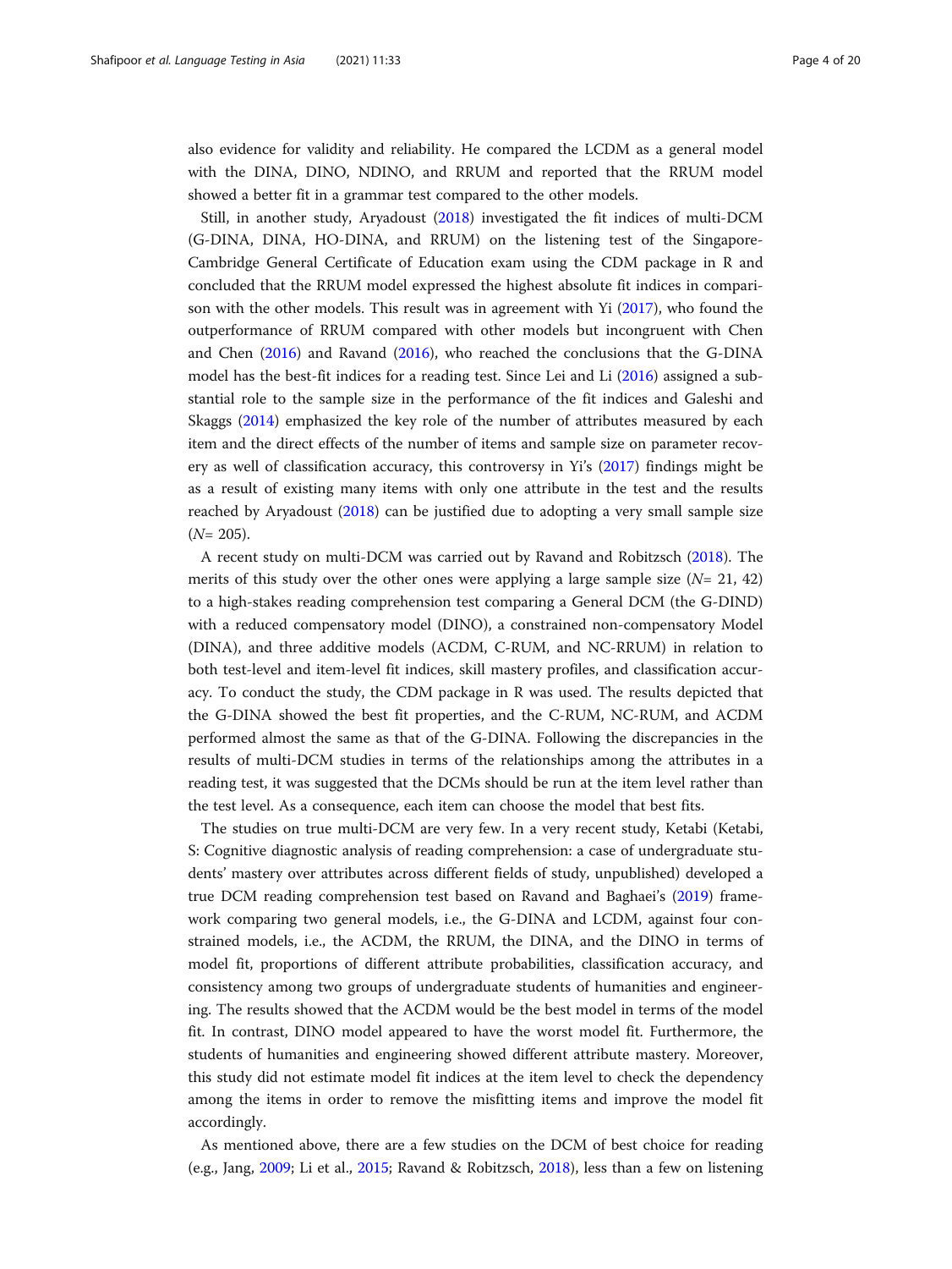also evidence for validity and reliability. He compared the LCDM as a general model with the DINA, DINO, NDINO, and RRUM and reported that the RRUM model showed a better fit in a grammar test compared to the other models.

Still, in another study, Aryadoust (2018) investigated the fit indices of multi-DCM (G-DINA, DINA, HO-DINA, and RRUM) on the listening test of the Singapore-Cambridge General Certificate of Education exam using the CDM package in R and concluded that the RRUM model expressed the highest absolute fit indices in comparison with the other models. This result was in agreement with Yi (2017), who found the outperformance of RRUM compared with other models but incongruent with Chen and Chen (2016) and Ravand (2016), who reached the conclusions that the G-DINA model has the best-fit indices for a reading test. Since Lei and Li (2016) assigned a substantial role to the sample size in the performance of the fit indices and Galeshi and Skaggs (2014) emphasized the key role of the number of attributes measured by each item and the direct effects of the number of items and sample size on parameter recovery as well of classification accuracy, this controversy in Yi's (2017) findings might be as a result of existing many items with only one attribute in the test and the results reached by Aryadoust (2018) can be justified due to adopting a very small sample size ($N$= 205).

A recent study on multi-DCM was carried out by Ravand and Robitzsch (2018). The merits of this study over the other ones were applying a large sample size ($N$= 21, 42) to a high-stakes reading comprehension test comparing a General DCM (the G-DIND) with a reduced compensatory model (DINO), a constrained non-compensatory Model (DINA), and three additive models (ACDM, C-RUM, and NC-RRUM) in relation to both test-level and item-level fit indices, skill mastery profiles, and classification accuracy. To conduct the study, the CDM package in R was used. The results depicted that the G-DINA showed the best fit properties, and the C-RUM, NC-RUM, and ACDM performed almost the same as that of the G-DINA. Following the discrepancies in the results of multi-DCM studies in terms of the relationships among the attributes in a reading test, it was suggested that the DCMs should be run at the item level rather than the test level. As a consequence, each item can choose the model that best fits.

The studies on true multi-DCM are very few. In a very recent study, Ketabi (Ketabi, S: Cognitive diagnostic analysis of reading comprehension: a case of undergraduate students' mastery over attributes across different fields of study, unpublished) developed a true DCM reading comprehension test based on Ravand and Baghaei's (2019) framework comparing two general models, i.e., the G-DINA and LCDM, against four constrained models, i.e., the ACDM, the RRUM, the DINA, and the DINO in terms of model fit, proportions of different attribute probabilities, classification accuracy, and consistency among two groups of undergraduate students of humanities and engineering. The results showed that the ACDM would be the best model in terms of the model fit. In contrast, DINO model appeared to have the worst model fit. Furthermore, the students of humanities and engineering showed different attribute mastery. Moreover, this study did not estimate model fit indices at the item level to check the dependency among the items in order to remove the misfitting items and improve the model fit accordingly.

As mentioned above, there are a few studies on the DCM of best choice for reading (e.g., Jang, 2009; Li et al., 2015; Ravand & Robitzsch, 2018), less than a few on listening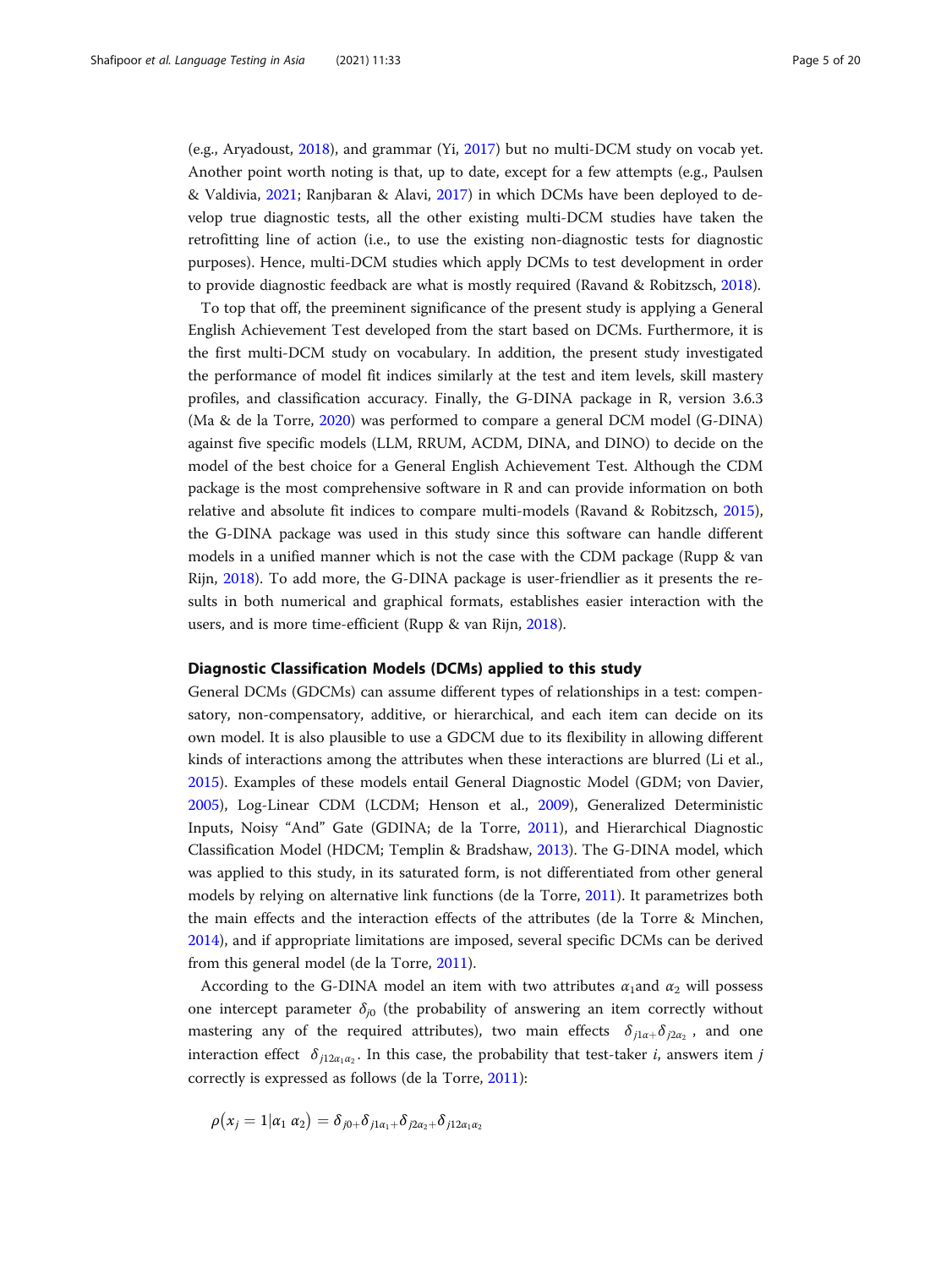(e.g., Aryadoust, 2018), and grammar (Yi, 2017) but no multi-DCM study on vocab yet. Another point worth noting is that, up to date, except for a few attempts (e.g., Paulsen & Valdivia, 2021; Ranjbaran & Alavi, 2017) in which DCMs have been deployed to develop true diagnostic tests, all the other existing multi-DCM studies have taken the retrofitting line of action (i.e., to use the existing non-diagnostic tests for diagnostic purposes). Hence, multi-DCM studies which apply DCMs to test development in order to provide diagnostic feedback are what is mostly required (Ravand & Robitzsch, 2018).

To top that off, the preeminent significance of the present study is applying a General English Achievement Test developed from the start based on DCMs. Furthermore, it is the first multi-DCM study on vocabulary. In addition, the present study investigated the performance of model fit indices similarly at the test and item levels, skill mastery profiles, and classification accuracy. Finally, the G-DINA package in R, version 3.6.3 (Ma & de la Torre, 2020) was performed to compare a general DCM model (G-DINA) against five specific models (LLM, RRUM, ACDM, DINA, and DINO) to decide on the model of the best choice for a General English Achievement Test. Although the CDM package is the most comprehensive software in R and can provide information on both relative and absolute fit indices to compare multi-models (Ravand & Robitzsch, 2015), the G-DINA package was used in this study since this software can handle different models in a unified manner which is not the case with the CDM package (Rupp & van Rijn, 2018). To add more, the G-DINA package is user-friendlier as it presents the results in both numerical and graphical formats, establishes easier interaction with the users, and is more time-efficient (Rupp & van Rijn, 2018).

## Diagnostic Classification Models (DCMs) applied to this study

General DCMs (GDCMs) can assume different types of relationships in a test: compensatory, non-compensatory, additive, or hierarchical, and each item can decide on its own model. It is also plausible to use a GDCM due to its flexibility in allowing different kinds of interactions among the attributes when these interactions are blurred (Li et al., 2015). Examples of these models entail General Diagnostic Model (GDM; von Davier, 2005), Log-Linear CDM (LCDM; Henson et al., 2009), Generalized Deterministic Inputs, Noisy "And" Gate (GDINA; de la Torre, 2011), and Hierarchical Diagnostic Classification Model (HDCM; Templin & Bradshaw, 2013). The G-DINA model, which was applied to this study, in its saturated form, is not differentiated from other general models by relying on alternative link functions (de la Torre, 2011). It parametrizes both the main effects and the interaction effects of the attributes (de la Torre & Minchen, 2014), and if appropriate limitations are imposed, several specific DCMs can be derived from this general model (de la Torre, 2011).

According to the G-DINA model an item with two attributes $\alpha_1$and $\alpha_2$ will possess one intercept parameter $\delta_{j0}$ (the probability of answering an item correctly without mastering any of the required attributes), two main effects $\delta_{j1\alpha+}\delta_{j2\alpha_2}$, and one interaction effect $\delta_{j12\alpha_1\alpha_2}$. In this case, the probability that test-taker $i$, answers item $j$ correctly is expressed as follows (de la Torre, 2011):

$$\rho\left(x_j = 1 | \alpha_1\ \alpha_2\right) = \delta_{j0+}\delta_{j1\alpha_1+}\delta_{j2\alpha_2+}\delta_{j12\alpha_1\alpha_2}$$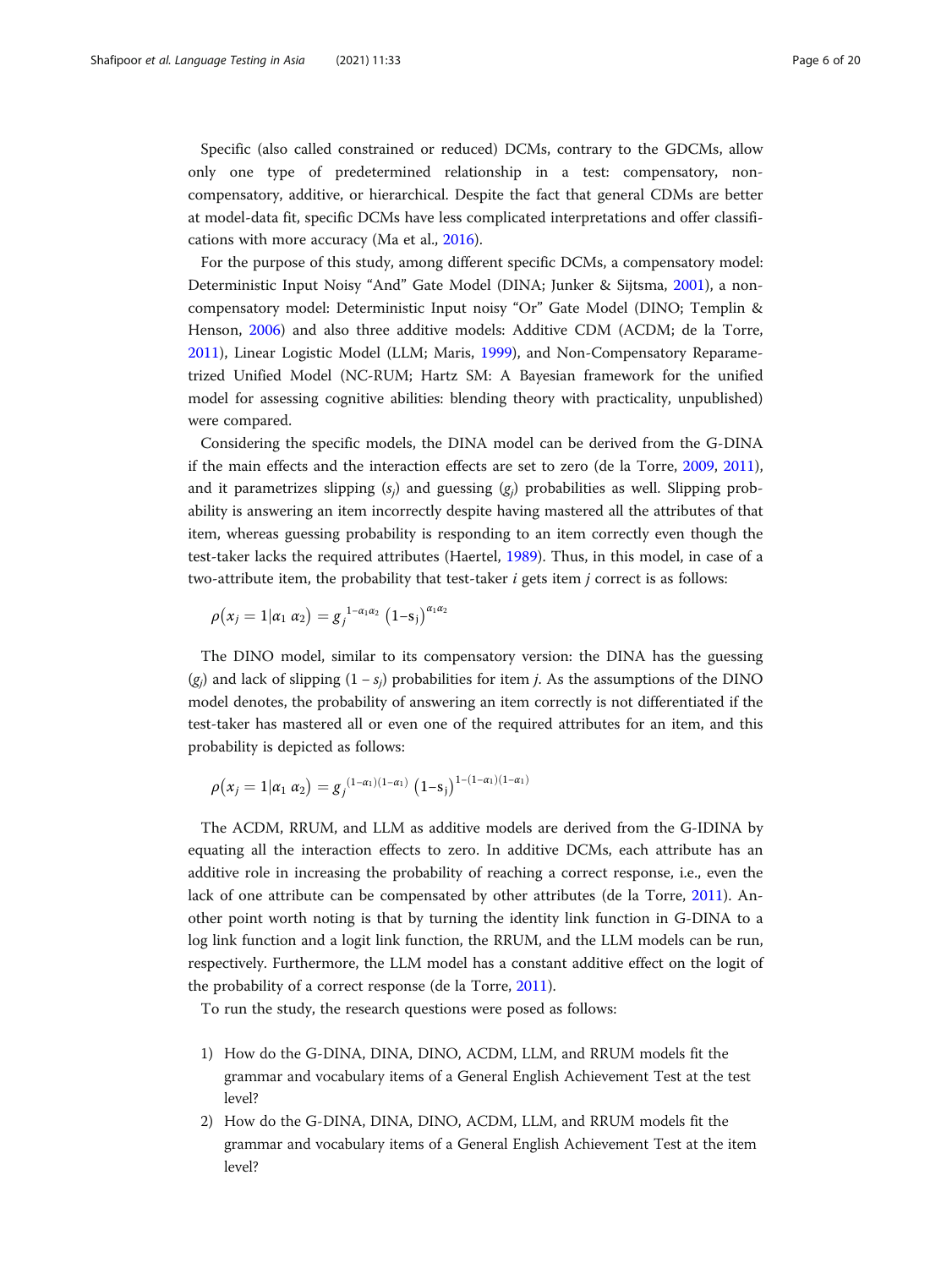Specific (also called constrained or reduced) DCMs, contrary to the GDCMs, allow only one type of predetermined relationship in a test: compensatory, non-compensatory, additive, or hierarchical. Despite the fact that general CDMs are better at model-data fit, specific DCMs have less complicated interpretations and offer classifications with more accuracy (Ma et al., 2016).

For the purpose of this study, among different specific DCMs, a compensatory model: Deterministic Input Noisy "And" Gate Model (DINA; Junker & Sijtsma, 2001), a non-compensatory model: Deterministic Input noisy "Or" Gate Model (DINO; Templin & Henson, 2006) and also three additive models: Additive CDM (ACDM; de la Torre, 2011), Linear Logistic Model (LLM; Maris, 1999), and Non-Compensatory Reparametrized Unified Model (NC-RUM; Hartz SM: A Bayesian framework for the unified model for assessing cognitive abilities: blending theory with practicality, unpublished) were compared.

Considering the specific models, the DINA model can be derived from the G-DINA if the main effects and the interaction effects are set to zero (de la Torre, 2009, 2011), and it parametrizes slipping ($s_j$) and guessing ($g_j$) probabilities as well. Slipping probability is answering an item incorrectly despite having mastered all the attributes of that item, whereas guessing probability is responding to an item correctly even though the test-taker lacks the required attributes (Haertel, 1989). Thus, in this model, in case of a two-attribute item, the probability that test-taker $i$ gets item $j$ correct is as follows:

$$\rho\left(x_j = 1 \middle| \alpha_1\ \alpha_2\right) = g_j^{\,1-\alpha_1\alpha_2}\ \left(1 - s_j\right)^{\alpha_1\alpha_2}$$

The DINO model, similar to its compensatory version: the DINA has the guessing ($g_j$) and lack of slipping ($1 - s_j$) probabilities for item $j$. As the assumptions of the DINO model denotes, the probability of answering an item correctly is not differentiated if the test-taker has mastered all or even one of the required attributes for an item, and this probability is depicted as follows:

$$\rho\left(x_j = 1 \middle| \alpha_1\ \alpha_2\right) = g_j^{\,(1-\alpha_1)(1-\alpha_1)}\ \left(1 - s_j\right)^{1-(1-\alpha_1)(1-\alpha_1)}$$

The ACDM, RRUM, and LLM as additive models are derived from the G-IDINA by equating all the interaction effects to zero. In additive DCMs, each attribute has an additive role in increasing the probability of reaching a correct response, i.e., even the lack of one attribute can be compensated by other attributes (de la Torre, 2011). Another point worth noting is that by turning the identity link function in G-DINA to a log link function and a logit link function, the RRUM, and the LLM models can be run, respectively. Furthermore, the LLM model has a constant additive effect on the logit of the probability of a correct response (de la Torre, 2011).

To run the study, the research questions were posed as follows:

1) How do the G-DINA, DINA, DINO, ACDM, LLM, and RRUM models fit the grammar and vocabulary items of a General English Achievement Test at the test level?
2) How do the G-DINA, DINA, DINO, ACDM, LLM, and RRUM models fit the grammar and vocabulary items of a General English Achievement Test at the item level?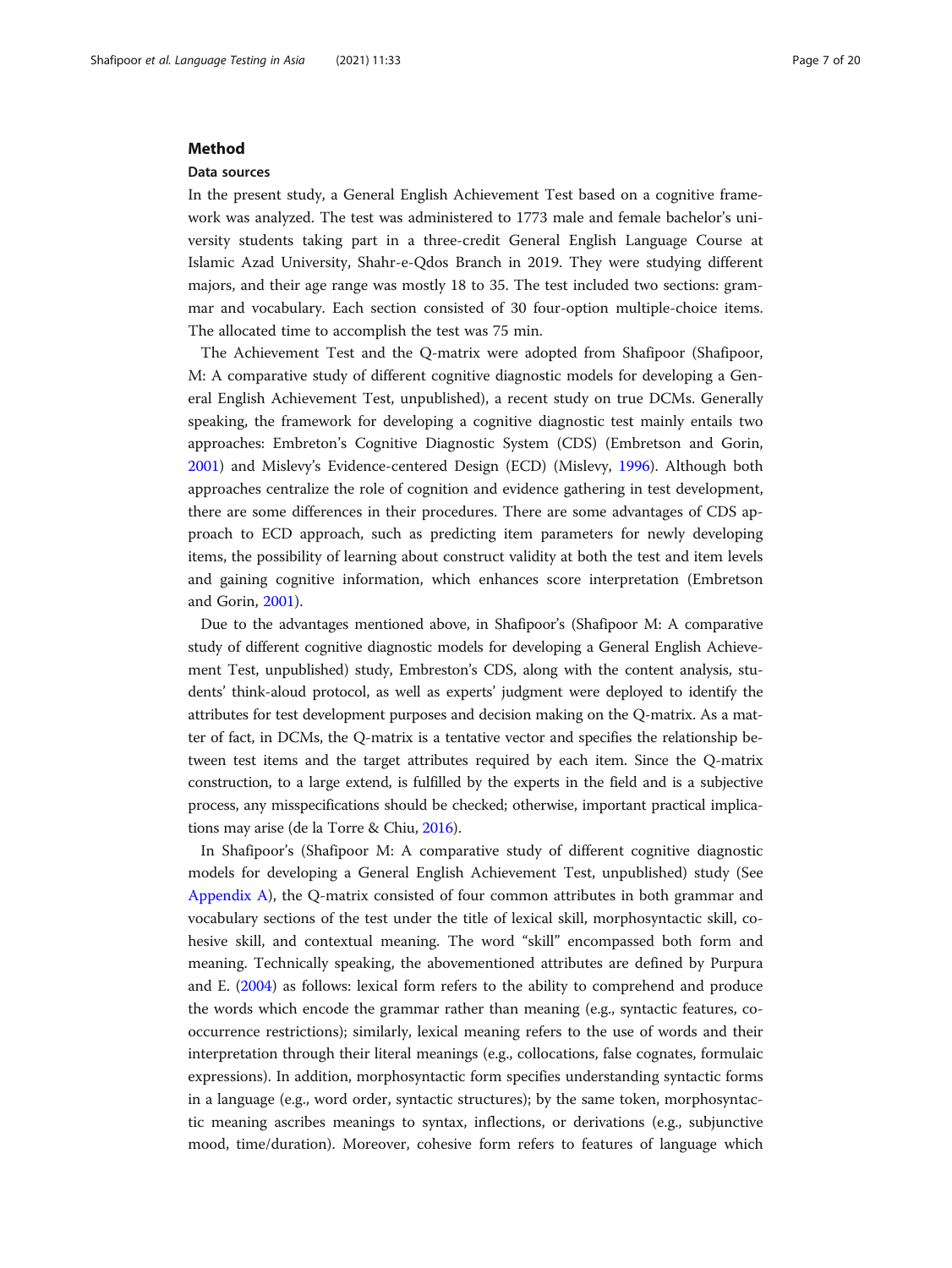## Method

### Data sources

In the present study, a General English Achievement Test based on a cognitive framework was analyzed. The test was administered to 1773 male and female bachelor's university students taking part in a three-credit General English Language Course at Islamic Azad University, Shahr-e-Qdos Branch in 2019. They were studying different majors, and their age range was mostly 18 to 35. The test included two sections: grammar and vocabulary. Each section consisted of 30 four-option multiple-choice items. The allocated time to accomplish the test was 75 min.

The Achievement Test and the Q-matrix were adopted from Shafipoor (Shafipoor, M: A comparative study of different cognitive diagnostic models for developing a General English Achievement Test, unpublished), a recent study on true DCMs. Generally speaking, the framework for developing a cognitive diagnostic test mainly entails two approaches: Embreton's Cognitive Diagnostic System (CDS) (Embretson and Gorin, 2001) and Mislevy's Evidence-centered Design (ECD) (Mislevy, 1996). Although both approaches centralize the role of cognition and evidence gathering in test development, there are some differences in their procedures. There are some advantages of CDS approach to ECD approach, such as predicting item parameters for newly developing items, the possibility of learning about construct validity at both the test and item levels and gaining cognitive information, which enhances score interpretation (Embretson and Gorin, 2001).

Due to the advantages mentioned above, in Shafipoor's (Shafipoor M: A comparative study of different cognitive diagnostic models for developing a General English Achievement Test, unpublished) study, Embreston's CDS, along with the content analysis, students' think-aloud protocol, as well as experts' judgment were deployed to identify the attributes for test development purposes and decision making on the Q-matrix. As a matter of fact, in DCMs, the Q-matrix is a tentative vector and specifies the relationship between test items and the target attributes required by each item. Since the Q-matrix construction, to a large extend, is fulfilled by the experts in the field and is a subjective process, any misspecifications should be checked; otherwise, important practical implications may arise (de la Torre & Chiu, 2016).

In Shafipoor's (Shafipoor M: A comparative study of different cognitive diagnostic models for developing a General English Achievement Test, unpublished) study (See Appendix A), the Q-matrix consisted of four common attributes in both grammar and vocabulary sections of the test under the title of lexical skill, morphosyntactic skill, cohesive skill, and contextual meaning. The word "skill" encompassed both form and meaning. Technically speaking, the abovementioned attributes are defined by Purpura and E. (2004) as follows: lexical form refers to the ability to comprehend and produce the words which encode the grammar rather than meaning (e.g., syntactic features, co-occurrence restrictions); similarly, lexical meaning refers to the use of words and their interpretation through their literal meanings (e.g., collocations, false cognates, formulaic expressions). In addition, morphosyntactic form specifies understanding syntactic forms in a language (e.g., word order, syntactic structures); by the same token, morphosyntactic meaning ascribes meanings to syntax, inflections, or derivations (e.g., subjunctive mood, time/duration). Moreover, cohesive form refers to features of language which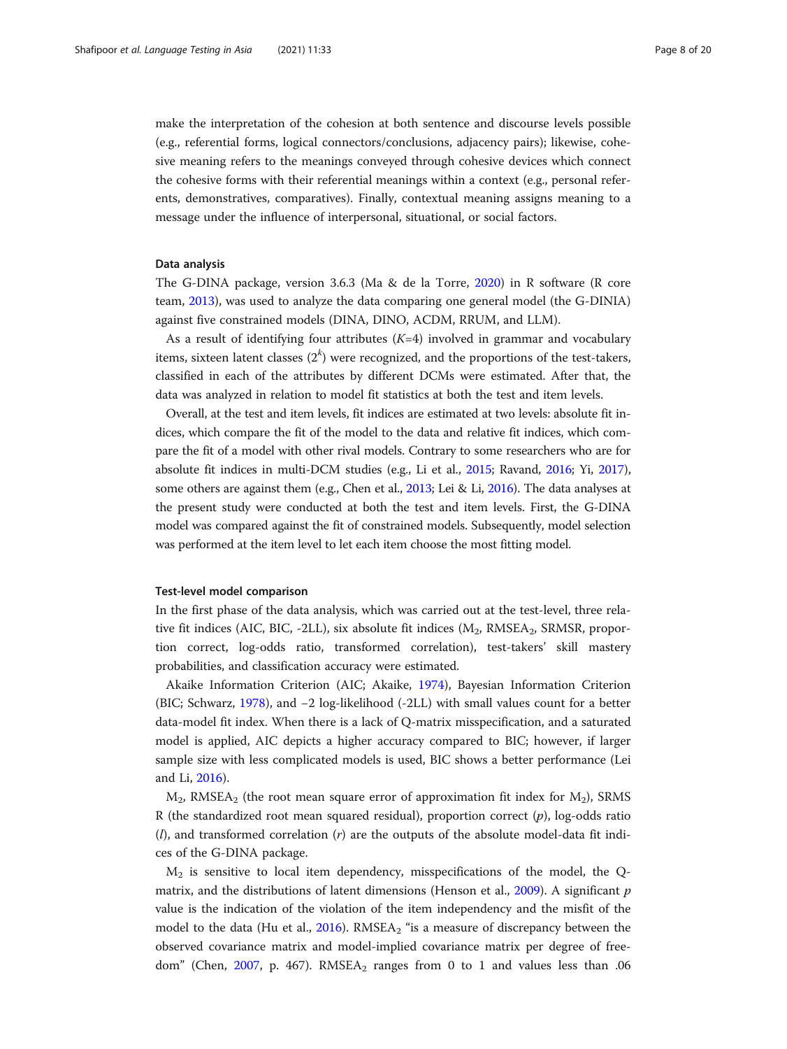make the interpretation of the cohesion at both sentence and discourse levels possible (e.g., referential forms, logical connectors/conclusions, adjacency pairs); likewise, cohesive meaning refers to the meanings conveyed through cohesive devices which connect the cohesive forms with their referential meanings within a context (e.g., personal referents, demonstratives, comparatives). Finally, contextual meaning assigns meaning to a message under the influence of interpersonal, situational, or social factors.

### Data analysis

The G-DINA package, version 3.6.3 (Ma & de la Torre, 2020) in R software (R core team, 2013), was used to analyze the data comparing one general model (the G-DINIA) against five constrained models (DINA, DINO, ACDM, RRUM, and LLM).

As a result of identifying four attributes ($K$=4) involved in grammar and vocabulary items, sixteen latent classes ($2^k$) were recognized, and the proportions of the test-takers, classified in each of the attributes by different DCMs were estimated. After that, the data was analyzed in relation to model fit statistics at both the test and item levels.

Overall, at the test and item levels, fit indices are estimated at two levels: absolute fit indices, which compare the fit of the model to the data and relative fit indices, which compare the fit of a model with other rival models. Contrary to some researchers who are for absolute fit indices in multi-DCM studies (e.g., Li et al., 2015; Ravand, 2016; Yi, 2017), some others are against them (e.g., Chen et al., 2013; Lei & Li, 2016). The data analyses at the present study were conducted at both the test and item levels. First, the G-DINA model was compared against the fit of constrained models. Subsequently, model selection was performed at the item level to let each item choose the most fitting model.

### Test-level model comparison

In the first phase of the data analysis, which was carried out at the test-level, three relative fit indices (AIC, BIC, -2LL), six absolute fit indices ($M_2$, $RMSEA_2$, SRMSR, proportion correct, log-odds ratio, transformed correlation), test-takers' skill mastery probabilities, and classification accuracy were estimated.

Akaike Information Criterion (AIC; Akaike, 1974), Bayesian Information Criterion (BIC; Schwarz, 1978), and −2 log-likelihood (-2LL) with small values count for a better data-model fit index. When there is a lack of Q-matrix misspecification, and a saturated model is applied, AIC depicts a higher accuracy compared to BIC; however, if larger sample size with less complicated models is used, BIC shows a better performance (Lei and Li, 2016).

$M_2$, $RMSEA_2$ (the root mean square error of approximation fit index for $M_2$), SRMS R (the standardized root mean squared residual), proportion correct ($p$), log-odds ratio ($l$), and transformed correlation ($r$) are the outputs of the absolute model-data fit indices of the G-DINA package.

$M_2$ is sensitive to local item dependency, misspecifications of the model, the Q-matrix, and the distributions of latent dimensions (Henson et al., 2009). A significant $p$ value is the indication of the violation of the item independency and the misfit of the model to the data (Hu et al., 2016). $RMSEA_2$ "is a measure of discrepancy between the observed covariance matrix and model-implied covariance matrix per degree of freedom" (Chen, 2007, p. 467). $RMSEA_2$ ranges from 0 to 1 and values less than .06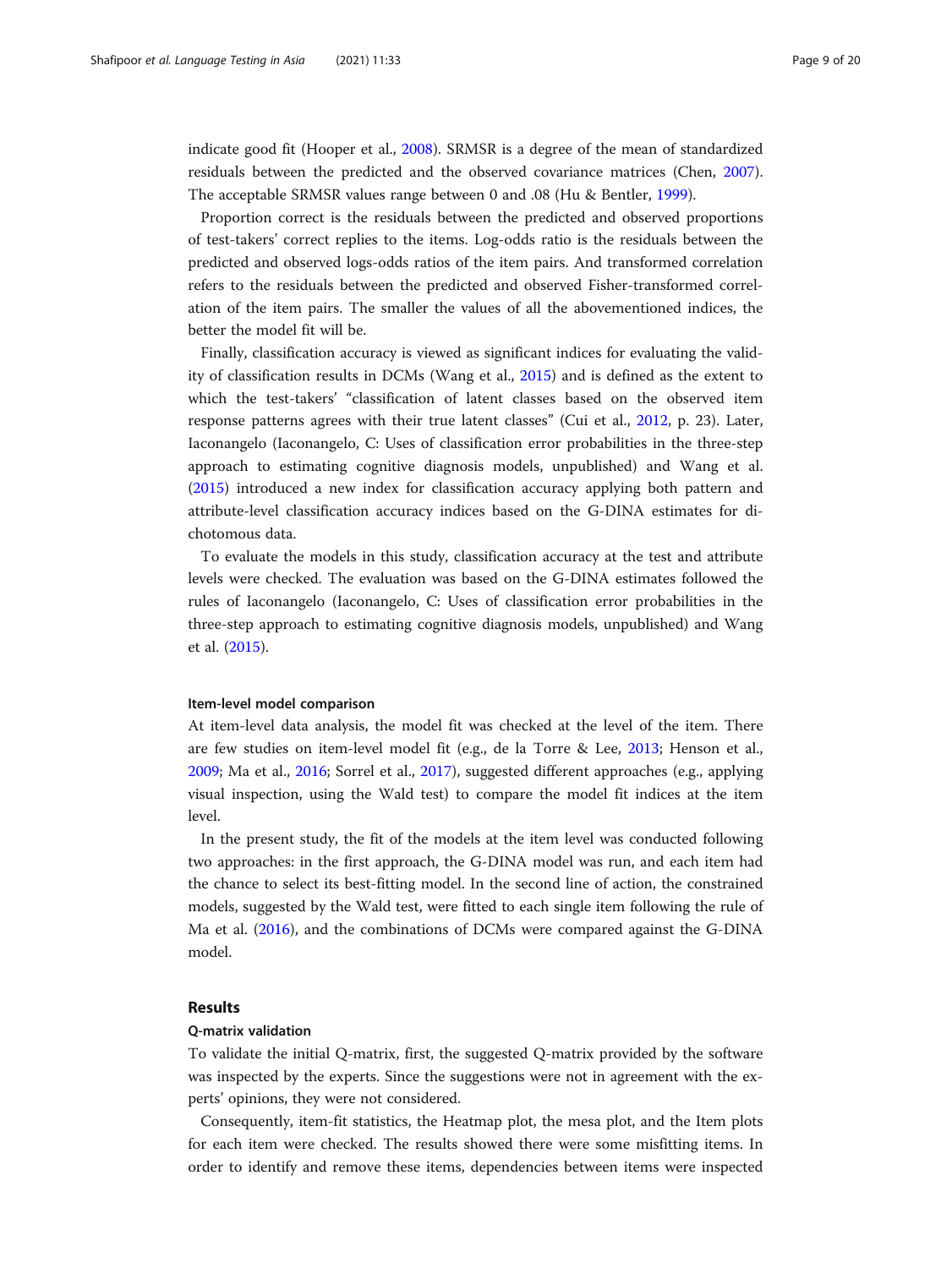indicate good fit (Hooper et al., 2008). SRMSR is a degree of the mean of standardized residuals between the predicted and the observed covariance matrices (Chen, 2007). The acceptable SRMSR values range between 0 and .08 (Hu & Bentler, 1999).

Proportion correct is the residuals between the predicted and observed proportions of test-takers' correct replies to the items. Log-odds ratio is the residuals between the predicted and observed logs-odds ratios of the item pairs. And transformed correlation refers to the residuals between the predicted and observed Fisher-transformed correlation of the item pairs. The smaller the values of all the abovementioned indices, the better the model fit will be.

Finally, classification accuracy is viewed as significant indices for evaluating the validity of classification results in DCMs (Wang et al., 2015) and is defined as the extent to which the test-takers' "classification of latent classes based on the observed item response patterns agrees with their true latent classes" (Cui et al., 2012, p. 23). Later, Iaconangelo (Iaconangelo, C: Uses of classification error probabilities in the three-step approach to estimating cognitive diagnosis models, unpublished) and Wang et al. (2015) introduced a new index for classification accuracy applying both pattern and attribute-level classification accuracy indices based on the G-DINA estimates for dichotomous data.

To evaluate the models in this study, classification accuracy at the test and attribute levels were checked. The evaluation was based on the G-DINA estimates followed the rules of Iaconangelo (Iaconangelo, C: Uses of classification error probabilities in the three-step approach to estimating cognitive diagnosis models, unpublished) and Wang et al. (2015).

### Item-level model comparison

At item-level data analysis, the model fit was checked at the level of the item. There are few studies on item-level model fit (e.g., de la Torre & Lee, 2013; Henson et al., 2009; Ma et al., 2016; Sorrel et al., 2017), suggested different approaches (e.g., applying visual inspection, using the Wald test) to compare the model fit indices at the item level.

In the present study, the fit of the models at the item level was conducted following two approaches: in the first approach, the G-DINA model was run, and each item had the chance to select its best-fitting model. In the second line of action, the constrained models, suggested by the Wald test, were fitted to each single item following the rule of Ma et al. (2016), and the combinations of DCMs were compared against the G-DINA model.

## Results

### Q-matrix validation

To validate the initial Q-matrix, first, the suggested Q-matrix provided by the software was inspected by the experts. Since the suggestions were not in agreement with the experts' opinions, they were not considered.

Consequently, item-fit statistics, the Heatmap plot, the mesa plot, and the Item plots for each item were checked. The results showed there were some misfitting items. In order to identify and remove these items, dependencies between items were inspected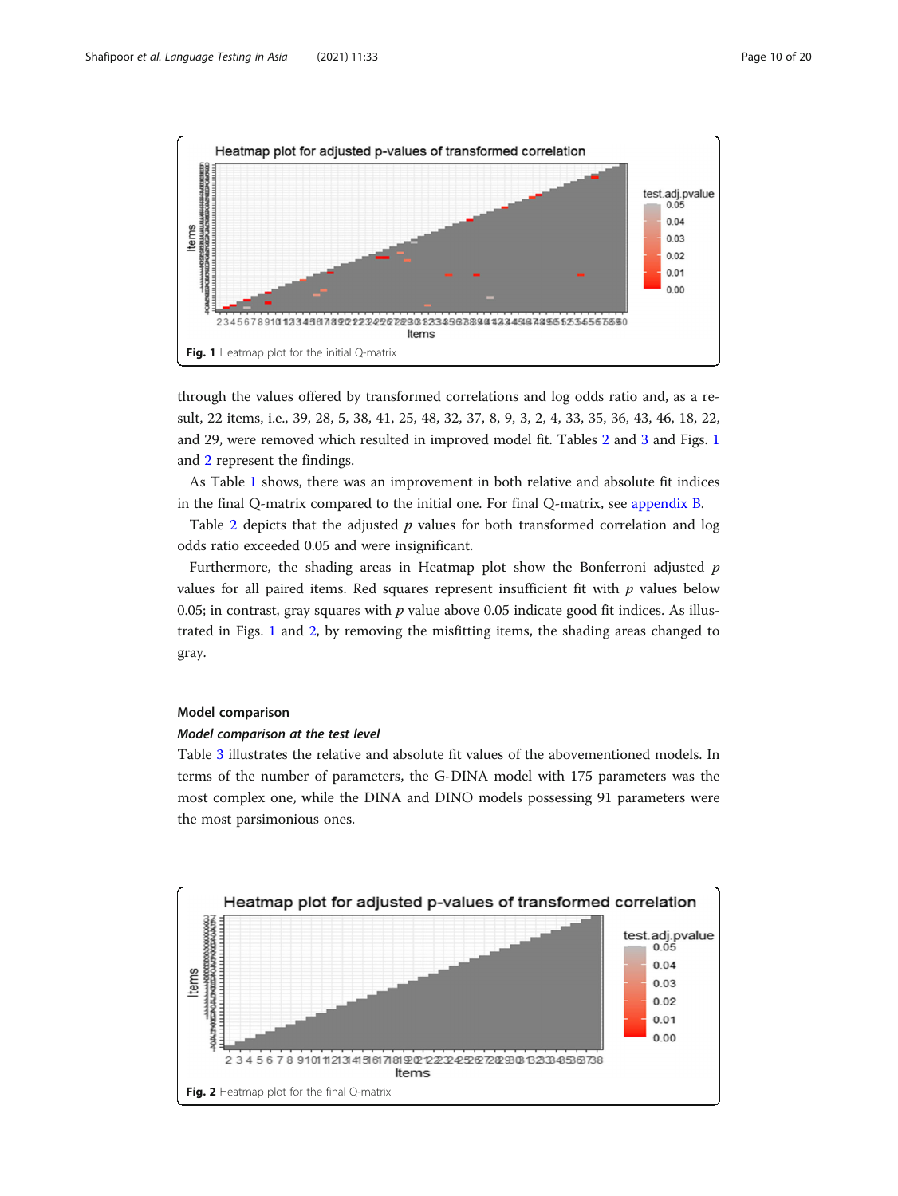Fig. 1 Heatmap plot for the initial Q-matrix

through the values offered by transformed correlations and log odds ratio and, as a result, 22 items, i.e., 39, 28, 5, 38, 41, 25, 48, 32, 37, 8, 9, 3, 2, 4, 33, 35, 36, 43, 46, 18, 22, and 29, were removed which resulted in improved model fit. Tables 2 and 3 and Figs. 1 and 2 represent the findings.

As Table 1 shows, there was an improvement in both relative and absolute fit indices in the final Q-matrix compared to the initial one. For final Q-matrix, see appendix B.

Table 2 depicts that the adjusted $p$ values for both transformed correlation and log odds ratio exceeded 0.05 and were insignificant.

Furthermore, the shading areas in Heatmap plot show the Bonferroni adjusted $p$ values for all paired items. Red squares represent insufficient fit with $p$ values below 0.05; in contrast, gray squares with $p$ value above 0.05 indicate good fit indices. As illustrated in Figs. 1 and 2, by removing the misfitting items, the shading areas changed to gray.

## Model comparison

### *Model comparison at the test level*

Table 3 illustrates the relative and absolute fit values of the abovementioned models. In terms of the number of parameters, the G-DINA model with 175 parameters was the most complex one, while the DINA and DINO models possessing 91 parameters were the most parsimonious ones.

Fig. 2 Heatmap plot for the final Q-matrix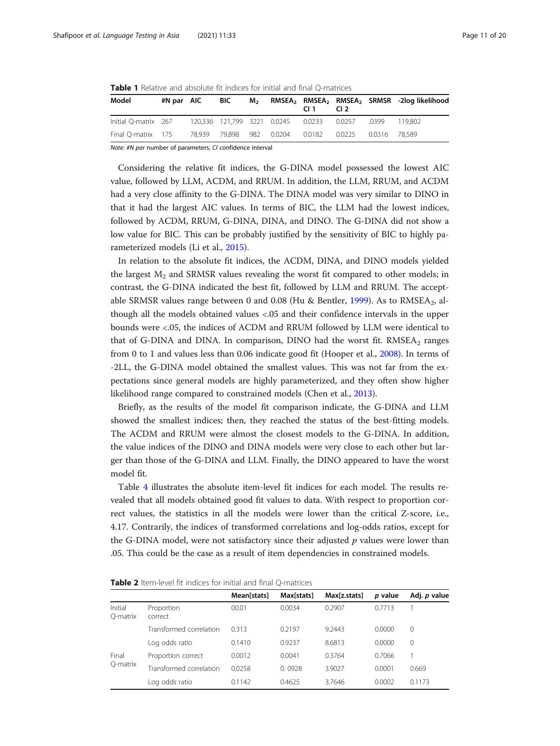**Table 1** Relative and absolute fit indices for initial and final Q-matrices

| Model | #N par | AIC | BIC | $M_2$ | $RMSEA_2$ | $RMSEA_2$ CI 1 | $RMSEA_2$ CI 2 | SRMSR | -2log likelihood |
|---|---|---|---|---|---|---|---|---|---|
| Initial Q-matrix | 267 | 120,336 | 121,799 | 3221 | 0.0245 | 0.0233 | 0.0257 | .0399 | 119,802 |
| Final Q-matrix | 175 | 78,939 | 79,898 | 982 | 0.0204 | 0.0182 | 0.0225 | 0.0316 | 78,589 |

*Note: #N par* number of parameters, *CI* confidence interval

Considering the relative fit indices, the G-DINA model possessed the lowest AIC value, followed by LLM, ACDM, and RRUM. In addition, the LLM, RRUM, and ACDM had a very close affinity to the G-DINA. The DINA model was very similar to DINO in that it had the largest AIC values. In terms of BIC, the LLM had the lowest indices, followed by ACDM, RRUM, G-DINA, DINA, and DINO. The G-DINA did not show a low value for BIC. This can be probably justified by the sensitivity of BIC to highly parameterized models (Li et al., 2015).

In relation to the absolute fit indices, the ACDM, DINA, and DINO models yielded the largest $M_2$ and SRMSR values revealing the worst fit compared to other models; in contrast, the G-DINA indicated the best fit, followed by LLM and RRUM. The acceptable SRMSR values range between 0 and 0.08 (Hu & Bentler, 1999). As to $RMSEA_2$, although all the models obtained values <.05 and their confidence intervals in the upper bounds were <.05, the indices of ACDM and RRUM followed by LLM were identical to that of G-DINA and DINA. In comparison, DINO had the worst fit. $RMSEA_2$ ranges from 0 to 1 and values less than 0.06 indicate good fit (Hooper et al., 2008). In terms of -2LL, the G-DINA model obtained the smallest values. This was not far from the expectations since general models are highly parameterized, and they often show higher likelihood range compared to constrained models (Chen et al., 2013).

Briefly, as the results of the model fit comparison indicate, the G-DINA and LLM showed the smallest indices; then, they reached the status of the best-fitting models. The ACDM and RRUM were almost the closest models to the G-DINA. In addition, the value indices of the DINO and DINA models were very close to each other but larger than those of the G-DINA and LLM. Finally, the DINO appeared to have the worst model fit.

Table 4 illustrates the absolute item-level fit indices for each model. The results revealed that all models obtained good fit values to data. With respect to proportion correct values, the statistics in all the models were lower than the critical Z-score, i.e., 4.17. Contrarily, the indices of transformed correlations and log-odds ratios, except for the G-DINA model, were not satisfactory since their adjusted *p* values were lower than .05. This could be the case as a result of item dependencies in constrained models.

**Table 2** Item-level fit indices for initial and final Q-matrices

| | | Mean[stats] | Max[stats] | Max[z.stats] | *p* value | Adj. *p* value |
|---|---|---|---|---|---|---|
| Initial Q-matrix | Proportion correct | 00.01 | 0.0034 | 0.2907 | 0.7713 | 1 |
| | Transformed correlation | 0.313 | 0.2197 | 9.2443 | 0.0000 | 0 |
| | Log odds ratio | 0.1410 | 0.9237 | 8.6813 | 0.0000 | 0 |
| Final Q-matrix | Proportion correct | 0.0012 | 0.0041 | 0.3764 | 0.7066 | 1 |
| | Transformed correlation | 0.0258 | 0. 0928 | 3.9027 | 0.0001 | 0.669 |
| | Log odds ratio | 0.1142 | 0.4625 | 3.7646 | 0.0002 | 0.1173 |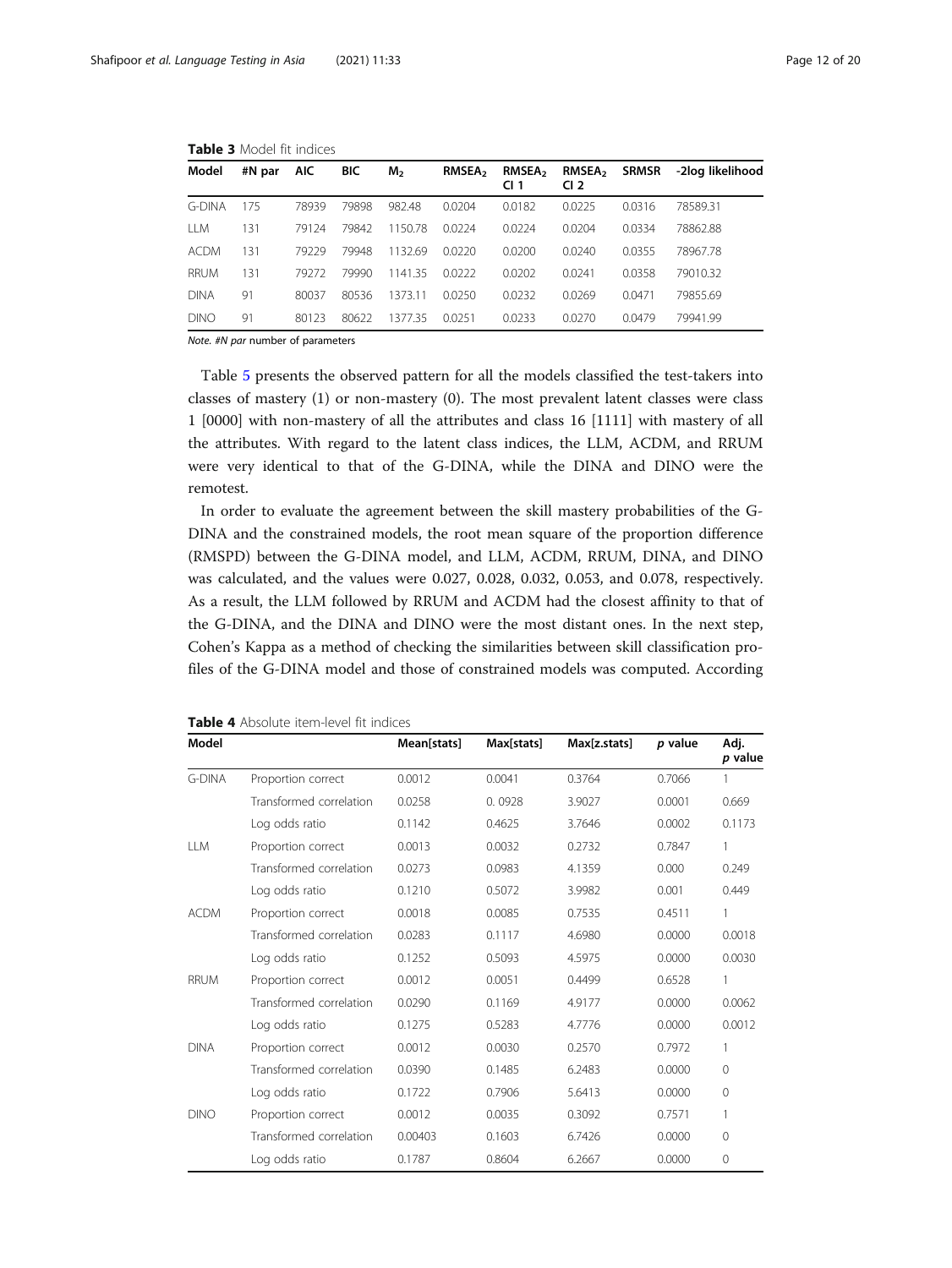**Table 3** Model fit indices

| Model | #N par | AIC | BIC | $M_2$ | $RMSEA_2$ | $RMSEA_2$ CI 1 | $RMSEA_2$ CI 2 | SRMSR | -2log likelihood |
|---|---|---|---|---|---|---|---|---|---|
| G-DINA | 175 | 78939 | 79898 | 982.48 | 0.0204 | 0.0182 | 0.0225 | 0.0316 | 78589.31 |
| LLM | 131 | 79124 | 79842 | 1150.78 | 0.0224 | 0.0224 | 0.0204 | 0.0334 | 78862.88 |
| ACDM | 131 | 79229 | 79948 | 1132.69 | 0.0220 | 0.0200 | 0.0240 | 0.0355 | 78967.78 |
| RRUM | 131 | 79272 | 79990 | 1141.35 | 0.0222 | 0.0202 | 0.0241 | 0.0358 | 79010.32 |
| DINA | 91 | 80037 | 80536 | 1373.11 | 0.0250 | 0.0232 | 0.0269 | 0.0471 | 79855.69 |
| DINO | 91 | 80123 | 80622 | 1377.35 | 0.0251 | 0.0233 | 0.0270 | 0.0479 | 79941.99 |

*Note. #N par* number of parameters

Table 5 presents the observed pattern for all the models classified the test-takers into classes of mastery (1) or non-mastery (0). The most prevalent latent classes were class 1 [0000] with non-mastery of all the attributes and class 16 [1111] with mastery of all the attributes. With regard to the latent class indices, the LLM, ACDM, and RRUM were very identical to that of the G-DINA, while the DINA and DINO were the remotest.

In order to evaluate the agreement between the skill mastery probabilities of the G-DINA and the constrained models, the root mean square of the proportion difference (RMSPD) between the G-DINA model, and LLM, ACDM, RRUM, DINA, and DINO was calculated, and the values were 0.027, 0.028, 0.032, 0.053, and 0.078, respectively. As a result, the LLM followed by RRUM and ACDM had the closest affinity to that of the G-DINA, and the DINA and DINO were the most distant ones. In the next step, Cohen's Kappa as a method of checking the similarities between skill classification profiles of the G-DINA model and those of constrained models was computed. According

**Table 4** Absolute item-level fit indices

| Model | | Mean[stats] | Max[stats] | Max[z.stats] | *p* value | Adj. *p* value |
|---|---|---|---|---|---|---|
| G-DINA | Proportion correct | 0.0012 | 0.0041 | 0.3764 | 0.7066 | 1 |
| | Transformed correlation | 0.0258 | 0. 0928 | 3.9027 | 0.0001 | 0.669 |
| | Log odds ratio | 0.1142 | 0.4625 | 3.7646 | 0.0002 | 0.1173 |
| LLM | Proportion correct | 0.0013 | 0.0032 | 0.2732 | 0.7847 | 1 |
| | Transformed correlation | 0.0273 | 0.0983 | 4.1359 | 0.000 | 0.249 |
| | Log odds ratio | 0.1210 | 0.5072 | 3.9982 | 0.001 | 0.449 |
| ACDM | Proportion correct | 0.0018 | 0.0085 | 0.7535 | 0.4511 | 1 |
| | Transformed correlation | 0.0283 | 0.1117 | 4.6980 | 0.0000 | 0.0018 |
| | Log odds ratio | 0.1252 | 0.5093 | 4.5975 | 0.0000 | 0.0030 |
| RRUM | Proportion correct | 0.0012 | 0.0051 | 0.4499 | 0.6528 | 1 |
| | Transformed correlation | 0.0290 | 0.1169 | 4.9177 | 0.0000 | 0.0062 |
| | Log odds ratio | 0.1275 | 0.5283 | 4.7776 | 0.0000 | 0.0012 |
| DINA | Proportion correct | 0.0012 | 0.0030 | 0.2570 | 0.7972 | 1 |
| | Transformed correlation | 0.0390 | 0.1485 | 6.2483 | 0.0000 | 0 |
| | Log odds ratio | 0.1722 | 0.7906 | 5.6413 | 0.0000 | 0 |
| DINO | Proportion correct | 0.0012 | 0.0035 | 0.3092 | 0.7571 | 1 |
| | Transformed correlation | 0.00403 | 0.1603 | 6.7426 | 0.0000 | 0 |
| | Log odds ratio | 0.1787 | 0.8604 | 6.2667 | 0.0000 | 0 |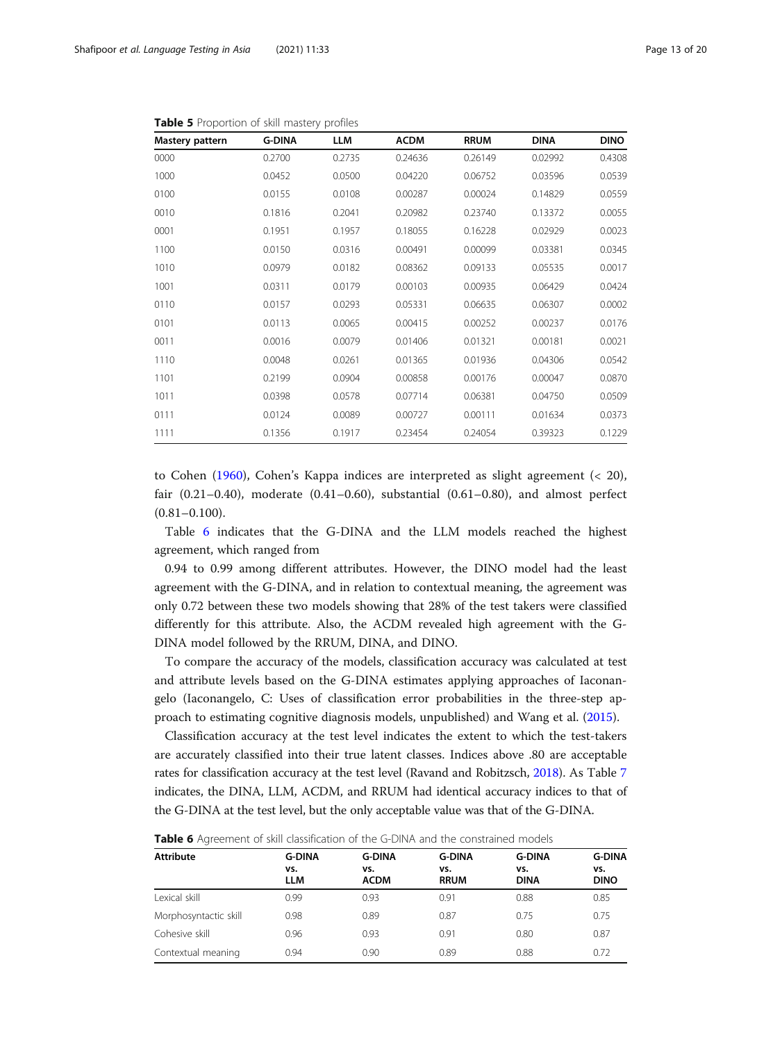**Table 5** Proportion of skill mastery profiles

| Mastery pattern | G-DINA | LLM | ACDM | RRUM | DINA | DINO |
|---|---|---|---|---|---|---|
| 0000 | 0.2700 | 0.2735 | 0.24636 | 0.26149 | 0.02992 | 0.4308 |
| 1000 | 0.0452 | 0.0500 | 0.04220 | 0.06752 | 0.03596 | 0.0539 |
| 0100 | 0.0155 | 0.0108 | 0.00287 | 0.00024 | 0.14829 | 0.0559 |
| 0010 | 0.1816 | 0.2041 | 0.20982 | 0.23740 | 0.13372 | 0.0055 |
| 0001 | 0.1951 | 0.1957 | 0.18055 | 0.16228 | 0.02929 | 0.0023 |
| 1100 | 0.0150 | 0.0316 | 0.00491 | 0.00099 | 0.03381 | 0.0345 |
| 1010 | 0.0979 | 0.0182 | 0.08362 | 0.09133 | 0.05535 | 0.0017 |
| 1001 | 0.0311 | 0.0179 | 0.00103 | 0.00935 | 0.06429 | 0.0424 |
| 0110 | 0.0157 | 0.0293 | 0.05331 | 0.06635 | 0.06307 | 0.0002 |
| 0101 | 0.0113 | 0.0065 | 0.00415 | 0.00252 | 0.00237 | 0.0176 |
| 0011 | 0.0016 | 0.0079 | 0.01406 | 0.01321 | 0.00181 | 0.0021 |
| 1110 | 0.0048 | 0.0261 | 0.01365 | 0.01936 | 0.04306 | 0.0542 |
| 1101 | 0.2199 | 0.0904 | 0.00858 | 0.00176 | 0.00047 | 0.0870 |
| 1011 | 0.0398 | 0.0578 | 0.07714 | 0.06381 | 0.04750 | 0.0509 |
| 0111 | 0.0124 | 0.0089 | 0.00727 | 0.00111 | 0.01634 | 0.0373 |
| 1111 | 0.1356 | 0.1917 | 0.23454 | 0.24054 | 0.39323 | 0.1229 |

to Cohen (1960), Cohen's Kappa indices are interpreted as slight agreement (< 20), fair (0.21–0.40), moderate (0.41–0.60), substantial (0.61–0.80), and almost perfect (0.81–0.100).

Table 6 indicates that the G-DINA and the LLM models reached the highest agreement, which ranged from

0.94 to 0.99 among different attributes. However, the DINO model had the least agreement with the G-DINA, and in relation to contextual meaning, the agreement was only 0.72 between these two models showing that 28% of the test takers were classified differently for this attribute. Also, the ACDM revealed high agreement with the G-DINA model followed by the RRUM, DINA, and DINO.

To compare the accuracy of the models, classification accuracy was calculated at test and attribute levels based on the G-DINA estimates applying approaches of Iaconangelo (Iaconangelo, C: Uses of classification error probabilities in the three-step approach to estimating cognitive diagnosis models, unpublished) and Wang et al. (2015).

Classification accuracy at the test level indicates the extent to which the test-takers are accurately classified into their true latent classes. Indices above .80 are acceptable rates for classification accuracy at the test level (Ravand and Robitzsch, 2018). As Table 7 indicates, the DINA, LLM, ACDM, and RRUM had identical accuracy indices to that of the G-DINA at the test level, but the only acceptable value was that of the G-DINA.

**Table 6** Agreement of skill classification of the G-DINA and the constrained models

| Attribute | G-DINA vs. LLM | G-DINA vs. ACDM | G-DINA vs. RRUM | G-DINA vs. DINA | G-DINA vs. DINO |
|---|---|---|---|---|---|
| Lexical skill | 0.99 | 0.93 | 0.91 | 0.88 | 0.85 |
| Morphosyntactic skill | 0.98 | 0.89 | 0.87 | 0.75 | 0.75 |
| Cohesive skill | 0.96 | 0.93 | 0.91 | 0.80 | 0.87 |
| Contextual meaning | 0.94 | 0.90 | 0.89 | 0.88 | 0.72 |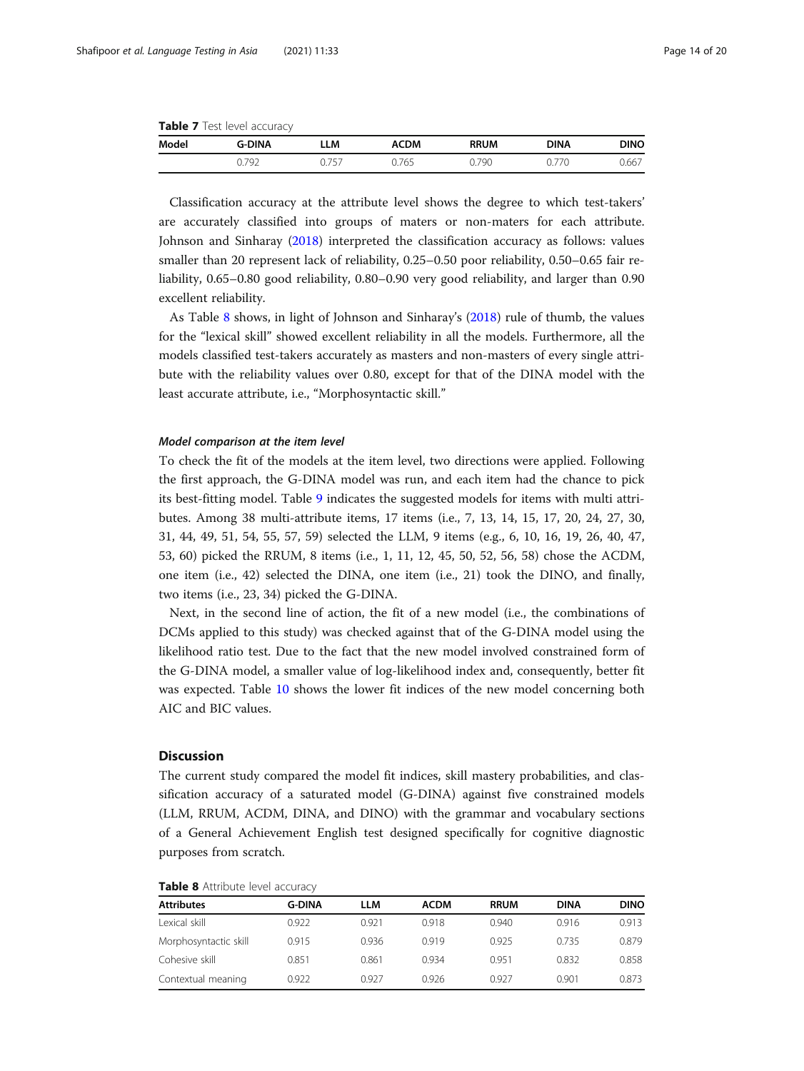**Table 7** Test level accuracy

| Model | G-DINA | LLM | ACDM | RRUM | DINA | DINO |
|---|---|---|---|---|---|---|
| | 0.792 | 0.757 | 0.765 | 0.790 | 0.770 | 0.667 |

Classification accuracy at the attribute level shows the degree to which test-takers' are accurately classified into groups of maters or non-maters for each attribute. Johnson and Sinharay (2018) interpreted the classification accuracy as follows: values smaller than 20 represent lack of reliability, 0.25–0.50 poor reliability, 0.50–0.65 fair reliability, 0.65–0.80 good reliability, 0.80–0.90 very good reliability, and larger than 0.90 excellent reliability.

As Table 8 shows, in light of Johnson and Sinharay's (2018) rule of thumb, the values for the "lexical skill" showed excellent reliability in all the models. Furthermore, all the models classified test-takers accurately as masters and non-masters of every single attribute with the reliability values over 0.80, except for that of the DINA model with the least accurate attribute, i.e., "Morphosyntactic skill."

#### *Model comparison at the item level*

To check the fit of the models at the item level, two directions were applied. Following the first approach, the G-DINA model was run, and each item had the chance to pick its best-fitting model. Table 9 indicates the suggested models for items with multi attributes. Among 38 multi-attribute items, 17 items (i.e., 7, 13, 14, 15, 17, 20, 24, 27, 30, 31, 44, 49, 51, 54, 55, 57, 59) selected the LLM, 9 items (e.g., 6, 10, 16, 19, 26, 40, 47, 53, 60) picked the RRUM, 8 items (i.e., 1, 11, 12, 45, 50, 52, 56, 58) chose the ACDM, one item (i.e., 42) selected the DINA, one item (i.e., 21) took the DINO, and finally, two items (i.e., 23, 34) picked the G-DINA.

Next, in the second line of action, the fit of a new model (i.e., the combinations of DCMs applied to this study) was checked against that of the G-DINA model using the likelihood ratio test. Due to the fact that the new model involved constrained form of the G-DINA model, a smaller value of log-likelihood index and, consequently, better fit was expected. Table 10 shows the lower fit indices of the new model concerning both AIC and BIC values.

## Discussion

The current study compared the model fit indices, skill mastery probabilities, and classification accuracy of a saturated model (G-DINA) against five constrained models (LLM, RRUM, ACDM, DINA, and DINO) with the grammar and vocabulary sections of a General Achievement English test designed specifically for cognitive diagnostic purposes from scratch.

**Table 8** Attribute level accuracy

| Attributes | G-DINA | LLM | ACDM | RRUM | DINA | DINO |
|---|---|---|---|---|---|---|
| Lexical skill | 0.922 | 0.921 | 0.918 | 0.940 | 0.916 | 0.913 |
| Morphosyntactic skill | 0.915 | 0.936 | 0.919 | 0.925 | 0.735 | 0.879 |
| Cohesive skill | 0.851 | 0.861 | 0.934 | 0.951 | 0.832 | 0.858 |
| Contextual meaning | 0.922 | 0.927 | 0.926 | 0.927 | 0.901 | 0.873 |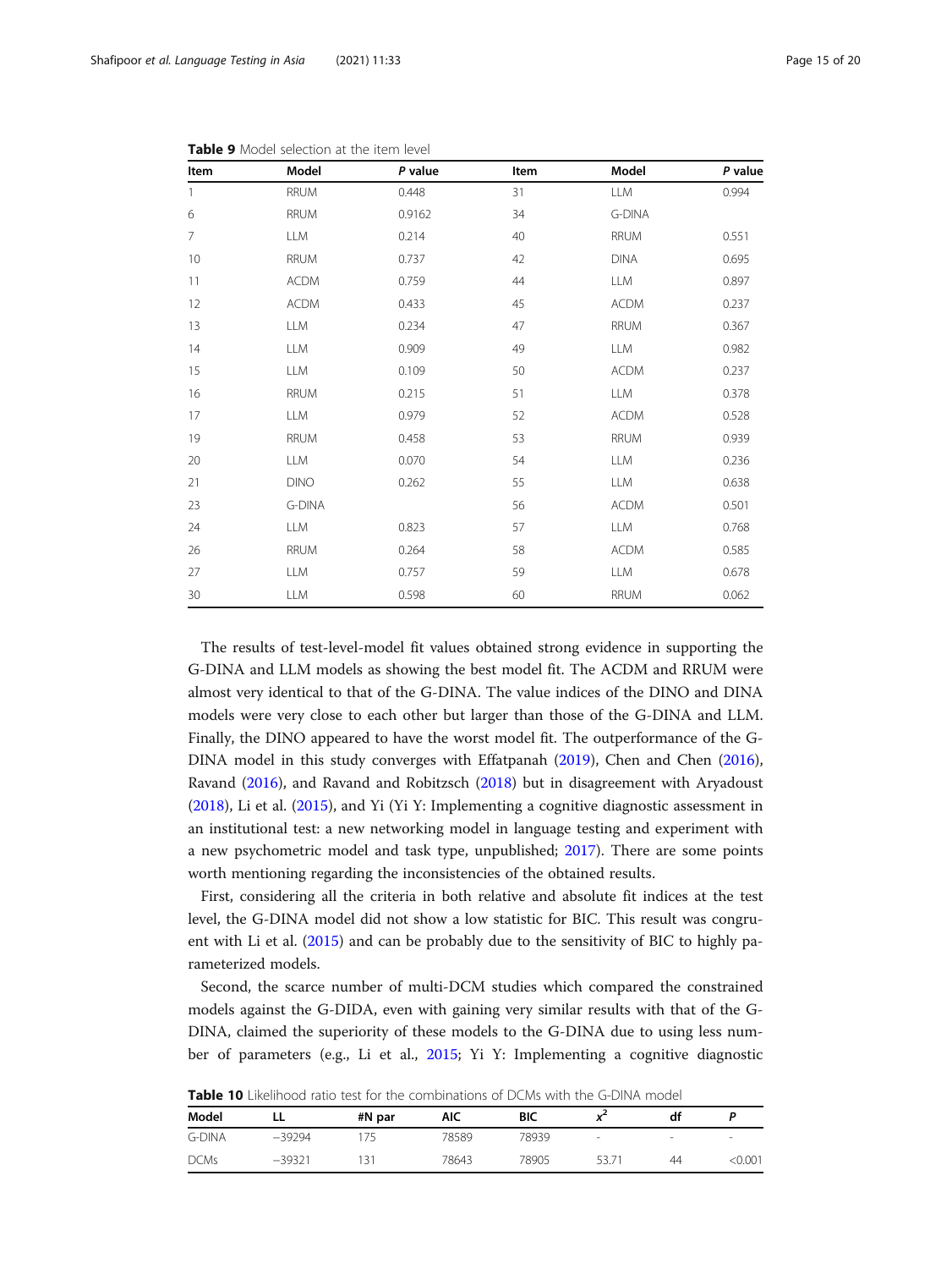**Table 9** Model selection at the item level

| Item | Model | *P* value | Item | Model | *P* value |
|---|---|---|---|---|---|
| 1 | RRUM | 0.448 | 31 | LLM | 0.994 |
| 6 | RRUM | 0.9162 | 34 | G-DINA | |
| 7 | LLM | 0.214 | 40 | RRUM | 0.551 |
| 10 | RRUM | 0.737 | 42 | DINA | 0.695 |
| 11 | ACDM | 0.759 | 44 | LLM | 0.897 |
| 12 | ACDM | 0.433 | 45 | ACDM | 0.237 |
| 13 | LLM | 0.234 | 47 | RRUM | 0.367 |
| 14 | LLM | 0.909 | 49 | LLM | 0.982 |
| 15 | LLM | 0.109 | 50 | ACDM | 0.237 |
| 16 | RRUM | 0.215 | 51 | LLM | 0.378 |
| 17 | LLM | 0.979 | 52 | ACDM | 0.528 |
| 19 | RRUM | 0.458 | 53 | RRUM | 0.939 |
| 20 | LLM | 0.070 | 54 | LLM | 0.236 |
| 21 | DINO | 0.262 | 55 | LLM | 0.638 |
| 23 | G-DINA | | 56 | ACDM | 0.501 |
| 24 | LLM | 0.823 | 57 | LLM | 0.768 |
| 26 | RRUM | 0.264 | 58 | ACDM | 0.585 |
| 27 | LLM | 0.757 | 59 | LLM | 0.678 |
| 30 | LLM | 0.598 | 60 | RRUM | 0.062 |

The results of test-level-model fit values obtained strong evidence in supporting the G-DINA and LLM models as showing the best model fit. The ACDM and RRUM were almost very identical to that of the G-DINA. The value indices of the DINO and DINA models were very close to each other but larger than those of the G-DINA and LLM. Finally, the DINO appeared to have the worst model fit. The outperformance of the G-DINA model in this study converges with Effatpanah (2019), Chen and Chen (2016), Ravand (2016), and Ravand and Robitzsch (2018) but in disagreement with Aryadoust (2018), Li et al. (2015), and Yi (Yi Y: Implementing a cognitive diagnostic assessment in an institutional test: a new networking model in language testing and experiment with a new psychometric model and task type, unpublished; 2017). There are some points worth mentioning regarding the inconsistencies of the obtained results.

First, considering all the criteria in both relative and absolute fit indices at the test level, the G-DINA model did not show a low statistic for BIC. This result was congruent with Li et al. (2015) and can be probably due to the sensitivity of BIC to highly parameterized models.

Second, the scarce number of multi-DCM studies which compared the constrained models against the G-DIDA, even with gaining very similar results with that of the G-DINA, claimed the superiority of these models to the G-DINA due to using less number of parameters (e.g., Li et al., 2015; Yi Y: Implementing a cognitive diagnostic

**Table 10** Likelihood ratio test for the combinations of DCMs with the G-DINA model

| Model | LL | #N par | AIC | BIC | $x^2$ | df | P |
|---|---|---|---|---|---|---|---|
| G-DINA | −39294 | 175 | 78589 | 78939 | - | - | - |
| DCMs | −39321 | 131 | 78643 | 78905 | 53.71 | 44 | <0.001 |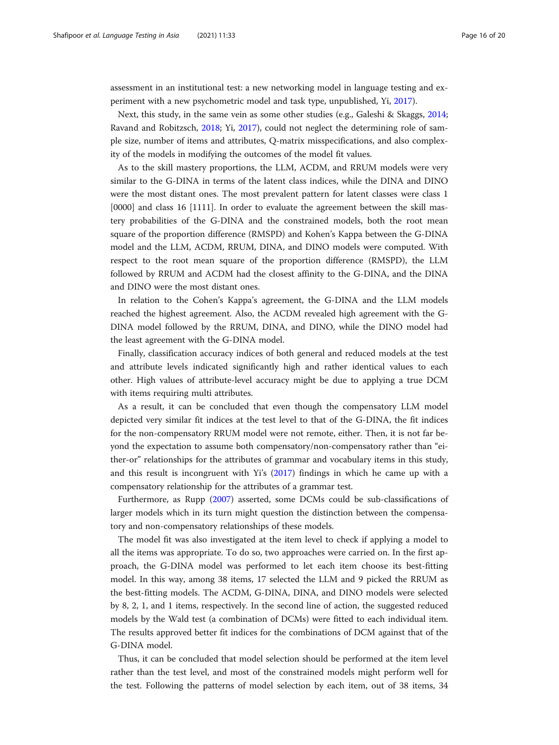assessment in an institutional test: a new networking model in language testing and experiment with a new psychometric model and task type, unpublished, Yi, 2017).

Next, this study, in the same vein as some other studies (e.g., Galeshi & Skaggs, 2014; Ravand and Robitzsch, 2018; Yi, 2017), could not neglect the determining role of sample size, number of items and attributes, Q-matrix misspecifications, and also complexity of the models in modifying the outcomes of the model fit values.

As to the skill mastery proportions, the LLM, ACDM, and RRUM models were very similar to the G-DINA in terms of the latent class indices, while the DINA and DINO were the most distant ones. The most prevalent pattern for latent classes were class 1 [0000] and class 16 [1111]. In order to evaluate the agreement between the skill mastery probabilities of the G-DINA and the constrained models, both the root mean square of the proportion difference (RMSPD) and Kohen's Kappa between the G-DINA model and the LLM, ACDM, RRUM, DINA, and DINO models were computed. With respect to the root mean square of the proportion difference (RMSPD), the LLM followed by RRUM and ACDM had the closest affinity to the G-DINA, and the DINA and DINO were the most distant ones.

In relation to the Cohen's Kappa's agreement, the G-DINA and the LLM models reached the highest agreement. Also, the ACDM revealed high agreement with the G-DINA model followed by the RRUM, DINA, and DINO, while the DINO model had the least agreement with the G-DINA model.

Finally, classification accuracy indices of both general and reduced models at the test and attribute levels indicated significantly high and rather identical values to each other. High values of attribute-level accuracy might be due to applying a true DCM with items requiring multi attributes.

As a result, it can be concluded that even though the compensatory LLM model depicted very similar fit indices at the test level to that of the G-DINA, the fit indices for the non-compensatory RRUM model were not remote, either. Then, it is not far beyond the expectation to assume both compensatory/non-compensatory rather than "either-or" relationships for the attributes of grammar and vocabulary items in this study, and this result is incongruent with Yi's (2017) findings in which he came up with a compensatory relationship for the attributes of a grammar test.

Furthermore, as Rupp (2007) asserted, some DCMs could be sub-classifications of larger models which in its turn might question the distinction between the compensatory and non-compensatory relationships of these models.

The model fit was also investigated at the item level to check if applying a model to all the items was appropriate. To do so, two approaches were carried on. In the first approach, the G-DINA model was performed to let each item choose its best-fitting model. In this way, among 38 items, 17 selected the LLM and 9 picked the RRUM as the best-fitting models. The ACDM, G-DINA, DINA, and DINO models were selected by 8, 2, 1, and 1 items, respectively. In the second line of action, the suggested reduced models by the Wald test (a combination of DCMs) were fitted to each individual item. The results approved better fit indices for the combinations of DCM against that of the G-DINA model.

Thus, it can be concluded that model selection should be performed at the item level rather than the test level, and most of the constrained models might perform well for the test. Following the patterns of model selection by each item, out of 38 items, 34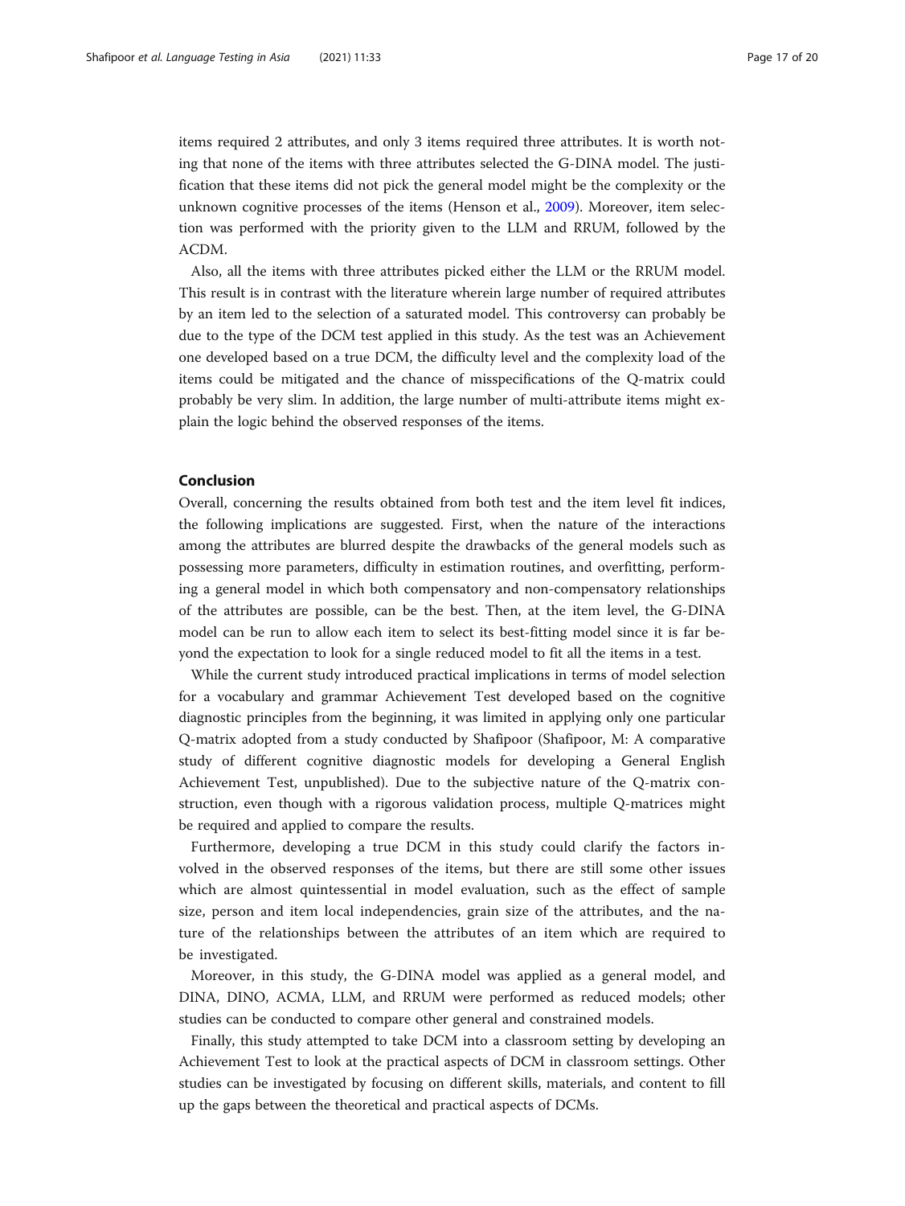items required 2 attributes, and only 3 items required three attributes. It is worth noting that none of the items with three attributes selected the G-DINA model. The justification that these items did not pick the general model might be the complexity or the unknown cognitive processes of the items (Henson et al., 2009). Moreover, item selection was performed with the priority given to the LLM and RRUM, followed by the ACDM.

Also, all the items with three attributes picked either the LLM or the RRUM model. This result is in contrast with the literature wherein large number of required attributes by an item led to the selection of a saturated model. This controversy can probably be due to the type of the DCM test applied in this study. As the test was an Achievement one developed based on a true DCM, the difficulty level and the complexity load of the items could be mitigated and the chance of misspecifications of the Q-matrix could probably be very slim. In addition, the large number of multi-attribute items might explain the logic behind the observed responses of the items.

## Conclusion

Overall, concerning the results obtained from both test and the item level fit indices, the following implications are suggested. First, when the nature of the interactions among the attributes are blurred despite the drawbacks of the general models such as possessing more parameters, difficulty in estimation routines, and overfitting, performing a general model in which both compensatory and non-compensatory relationships of the attributes are possible, can be the best. Then, at the item level, the G-DINA model can be run to allow each item to select its best-fitting model since it is far beyond the expectation to look for a single reduced model to fit all the items in a test.

While the current study introduced practical implications in terms of model selection for a vocabulary and grammar Achievement Test developed based on the cognitive diagnostic principles from the beginning, it was limited in applying only one particular Q-matrix adopted from a study conducted by Shafipoor (Shafipoor, M: A comparative study of different cognitive diagnostic models for developing a General English Achievement Test, unpublished). Due to the subjective nature of the Q-matrix construction, even though with a rigorous validation process, multiple Q-matrices might be required and applied to compare the results.

Furthermore, developing a true DCM in this study could clarify the factors involved in the observed responses of the items, but there are still some other issues which are almost quintessential in model evaluation, such as the effect of sample size, person and item local independencies, grain size of the attributes, and the nature of the relationships between the attributes of an item which are required to be investigated.

Moreover, in this study, the G-DINA model was applied as a general model, and DINA, DINO, ACMA, LLM, and RRUM were performed as reduced models; other studies can be conducted to compare other general and constrained models.

Finally, this study attempted to take DCM into a classroom setting by developing an Achievement Test to look at the practical aspects of DCM in classroom settings. Other studies can be investigated by focusing on different skills, materials, and content to fill up the gaps between the theoretical and practical aspects of DCMs.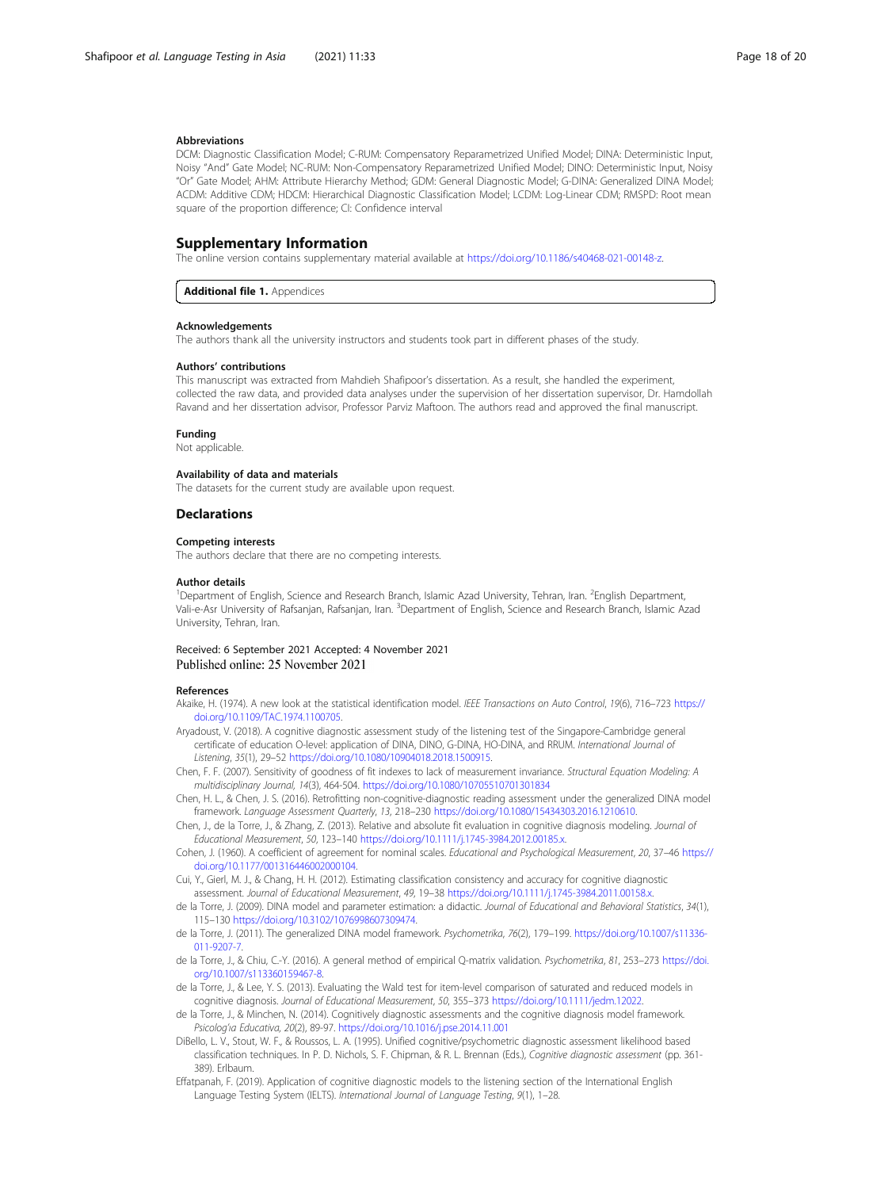### Abbreviations

DCM: Diagnostic Classification Model; C-RUM: Compensatory Reparametrized Unified Model; DINA: Deterministic Input, Noisy "And" Gate Model; NC-RUM: Non-Compensatory Reparametrized Unified Model; DINO: Deterministic Input, Noisy "Or" Gate Model; AHM: Attribute Hierarchy Method; GDM: General Diagnostic Model; G-DINA: Generalized DINA Model; ACDM: Additive CDM; HDCM: Hierarchical Diagnostic Classification Model; LCDM: Log-Linear CDM; RMSPD: Root mean square of the proportion difference; CI: Confidence interval

## Supplementary Information

The online version contains supplementary material available at https://doi.org/10.1186/s40468-021-00148-z.

**Additional file 1.** Appendices

### Acknowledgements

The authors thank all the university instructors and students took part in different phases of the study.

### Authors' contributions

This manuscript was extracted from Mahdieh Shafipoor's dissertation. As a result, she handled the experiment, collected the raw data, and provided data analyses under the supervision of her dissertation supervisor, Dr. Hamdollah Ravand and her dissertation advisor, Professor Parviz Maftoon. The authors read and approved the final manuscript.

### Funding

Not applicable.

### Availability of data and materials

The datasets for the current study are available upon request.

## Declarations

### Competing interests

The authors declare that there are no competing interests.

### Author details

[1]Department of English, Science and Research Branch, Islamic Azad University, Tehran, Iran. [2]English Department, Vali-e-Asr University of Rafsanjan, Rafsanjan, Iran. [3]Department of English, Science and Research Branch, Islamic Azad University, Tehran, Iran.

Received: 6 September 2021 Accepted: 4 November 2021
Published online: 25 November 2021

### References

Akaike, H. (1974). A new look at the statistical identification model. *IEEE Transactions on Auto Control*, *19*(6), 716–723 https://doi.org/10.1109/TAC.1974.1100705.

Aryadoust, V. (2018). A cognitive diagnostic assessment study of the listening test of the Singapore-Cambridge general certificate of education O-level: application of DINA, DINO, G-DINA, HO-DINA, and RRUM. *International Journal of Listening*, *35*(1), 29–52 https://doi.org/10.1080/10904018.2018.1500915.

Chen, F. F. (2007). Sensitivity of goodness of fit indexes to lack of measurement invariance. *Structural Equation Modeling: A multidisciplinary Journal*, *14*(3), 464-504. https://doi.org/10.1080/10705510701301834

Chen, H. L., & Chen, J. S. (2016). Retrofitting non-cognitive-diagnostic reading assessment under the generalized DINA model framework. *Language Assessment Quarterly*, *13*, 218–230 https://doi.org/10.1080/15434303.2016.1210610.

Chen, J., de la Torre, J., & Zhang, Z. (2013). Relative and absolute fit evaluation in cognitive diagnosis modeling. *Journal of Educational Measurement*, *50*, 123–140 https://doi.org/10.1111/j.1745-3984.2012.00185.x.

Cohen, J. (1960). A coefficient of agreement for nominal scales. *Educational and Psychological Measurement*, *20*, 37–46 https://doi.org/10.1177/001316446002000104.

Cui, Y., Gierl, M. J., & Chang, H. H. (2012). Estimating classification consistency and accuracy for cognitive diagnostic assessment. *Journal of Educational Measurement*, *49*, 19–38 https://doi.org/10.1111/j.1745-3984.2011.00158.x.

de la Torre, J. (2009). DINA model and parameter estimation: a didactic. *Journal of Educational and Behavioral Statistics*, *34*(1), 115–130 https://doi.org/10.3102/1076998607309474.

de la Torre, J. (2011). The generalized DINA model framework. *Psychometrika*, *76*(2), 179–199. https://doi.org/10.1007/s11336-011-9207-7.

de la Torre, J., & Chiu, C.-Y. (2016). A general method of empirical Q-matrix validation. *Psychometrika*, *81*, 253–273 https://doi.org/10.1007/s113360159467-8.

de la Torre, J., & Lee, Y. S. (2013). Evaluating the Wald test for item-level comparison of saturated and reduced models in cognitive diagnosis. *Journal of Educational Measurement*, *50*, 355–373 https://doi.org/10.1111/jedm.12022.

de la Torre, J., & Minchen, N. (2014). Cognitively diagnostic assessments and the cognitive diagnosis model framework. *Psicologı'a Educativa*, *20*(2), 89-97. https://doi.org/10.1016/j.pse.2014.11.001

DiBello, L. V., Stout, W. F., & Roussos, L. A. (1995). Unified cognitive/psychometric diagnostic assessment likelihood based classification techniques. In P. D. Nichols, S. F. Chipman, & R. L. Brennan (Eds.), *Cognitive diagnostic assessment* (pp. 361-389). Erlbaum.

Effatpanah, F. (2019). Application of cognitive diagnostic models to the listening section of the International English Language Testing System (IELTS). *International Journal of Language Testing*, *9*(1), 1–28.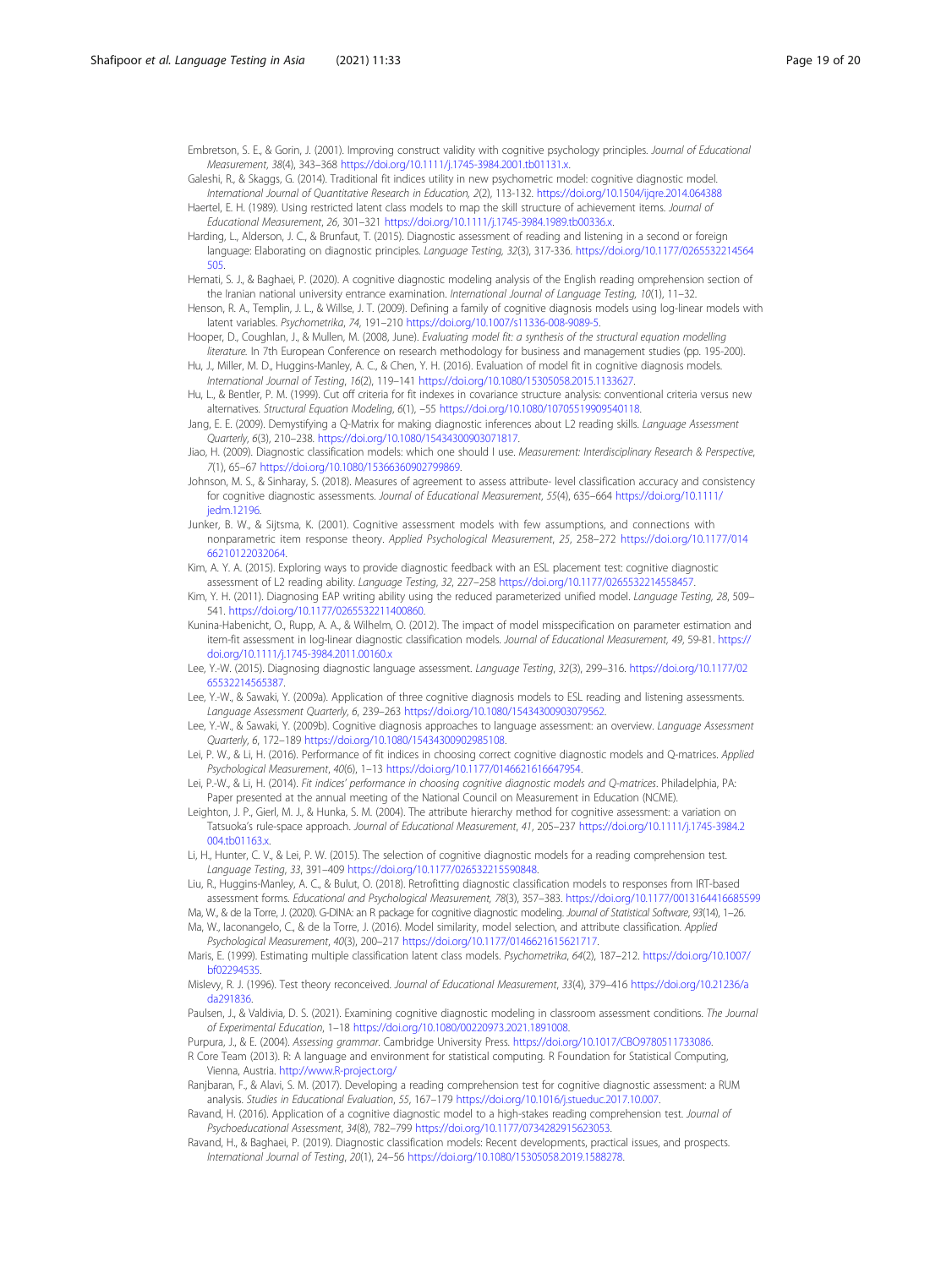Embretson, S. E., & Gorin, J. (2001). Improving construct validity with cognitive psychology principles. *Journal of Educational Measurement, 38*(4), 343–368 https://doi.org/10.1111/j.1745-3984.2001.tb01131.x.

Galeshi, R., & Skaggs, G. (2014). Traditional fit indices utility in new psychometric model: cognitive diagnostic model. *International Journal of Quantitative Research in Education, 2*(2), 113-132. https://doi.org/10.1504/ijqre.2014.064388

Haertel, E. H. (1989). Using restricted latent class models to map the skill structure of achievement items. *Journal of Educational Measurement*, *26*, 301–321 https://doi.org/10.1111/j.1745-3984.1989.tb00336.x.

Harding, L., Alderson, J. C., & Brunfaut, T. (2015). Diagnostic assessment of reading and listening in a second or foreign language: Elaborating on diagnostic principles. *Language Testing, 32*(3), 317-336. https://doi.org/10.1177/0265532214564505.

Hemati, S. J., & Baghaei, P. (2020). A cognitive diagnostic modeling analysis of the English reading omprehension section of the Iranian national university entrance examination. *International Journal of Language Testing, 10*(1), 11–32.

Henson, R. A., Templin, J. L., & Willse, J. T. (2009). Defining a family of cognitive diagnosis models using log-linear models with latent variables. *Psychometrika, 74*, 191–210 https://doi.org/10.1007/s11336-008-9089-5.

Hooper, D., Coughlan, J., & Mullen, M. (2008, June). *Evaluating model fit: a synthesis of the structural equation modelling literature.* In 7th European Conference on research methodology for business and management studies (pp. 195-200).

Hu, J., Miller, M. D., Huggins-Manley, A. C., & Chen, Y. H. (2016). Evaluation of model fit in cognitive diagnosis models. *International Journal of Testing, 16*(2), 119–141 https://doi.org/10.1080/15305058.2015.1133627.

Hu, L., & Bentler, P. M. (1999). Cut off criteria for fit indexes in covariance structure analysis: conventional criteria versus new alternatives. *Structural Equation Modeling, 6*(1), –55 https://doi.org/10.1080/10705519909540118.

Jang, E. E. (2009). Demystifying a Q-Matrix for making diagnostic inferences about L2 reading skills. *Language Assessment Quarterly, 6*(3), 210–238. https://doi.org/10.1080/15434300903071817.

Jiao, H. (2009). Diagnostic classification models: which one should I use. *Measurement: Interdisciplinary Research & Perspective, 7*(1), 65–67 https://doi.org/10.1080/15366360902799869.

Johnson, M. S., & Sinharay, S. (2018). Measures of agreement to assess attribute- level classification accuracy and consistency for cognitive diagnostic assessments. *Journal of Educational Measurement, 55*(4), 635–664 https://doi.org/10.1111/jedm.12196.

Junker, B. W., & Sijtsma, K. (2001). Cognitive assessment models with few assumptions, and connections with nonparametric item response theory. *Applied Psychological Measurement*, *25*, 258–272 https://doi.org/10.1177/01466210122032064.

Kim, A. Y. A. (2015). Exploring ways to provide diagnostic feedback with an ESL placement test: cognitive diagnostic assessment of L2 reading ability. *Language Testing, 32*, 227–258 https://doi.org/10.1177/0265532214558457.

Kim, Y. H. (2011). Diagnosing EAP writing ability using the reduced parameterized unified model. *Language Testing, 28*, 509–541. https://doi.org/10.1177/0265532211400860.

Kunina-Habenicht, O., Rupp, A. A., & Wilhelm, O. (2012). The impact of model misspecification on parameter estimation and item-fit assessment in log-linear diagnostic classification models. *Journal of Educational Measurement, 49*, 59-81. https://doi.org/10.1111/j.1745-3984.2011.00160.x

Lee, Y.-W. (2015). Diagnosing diagnostic language assessment. *Language Testing*, *32*(3), 299–316. https://doi.org/10.1177/0265532214565387.

Lee, Y.-W., & Sawaki, Y. (2009a). Application of three cognitive diagnosis models to ESL reading and listening assessments. *Language Assessment Quarterly*, *6*, 239–263 https://doi.org/10.1080/15434300903079562.

Lee, Y.-W., & Sawaki, Y. (2009b). Cognitive diagnosis approaches to language assessment: an overview. *Language Assessment Quarterly*, *6*, 172–189 https://doi.org/10.1080/15434300902985108.

Lei, P. W., & Li, H. (2016). Performance of fit indices in choosing correct cognitive diagnostic models and Q-matrices. *Applied Psychological Measurement*, *40*(6), 1–13 https://doi.org/10.1177/0146621616647954.

Lei, P.-W., & Li, H. (2014). *Fit indices' performance in choosing cognitive diagnostic models and Q-matrices*. Philadelphia, PA: Paper presented at the annual meeting of the National Council on Measurement in Education (NCME).

Leighton, J. P., Gierl, M. J., & Hunka, S. M. (2004). The attribute hierarchy method for cognitive assessment: a variation on Tatsuoka's rule-space approach. *Journal of Educational Measurement*, *41*, 205–237 https://doi.org/10.1111/j.1745-3984.2004.tb01163.x.

Li, H., Hunter, C. V., & Lei, P. W. (2015). The selection of cognitive diagnostic models for a reading comprehension test. *Language Testing*, *33*, 391–409 https://doi.org/10.1177/026532215590848.

Liu, R., Huggins-Manley, A. C., & Bulut, O. (2018). Retrofitting diagnostic classification models to responses from IRT-based assessment forms. *Educational and Psychological Measurement, 78*(3), 357–383. https://doi.org/10.1177/0013164416685599

Ma, W., & de la Torre, J. (2020). G-DINA: an R package for cognitive diagnostic modeling. *Journal of Statistical Software, 93*(14), 1–26.

Ma, W., Iaconangelo, C., & de la Torre, J. (2016). Model similarity, model selection, and attribute classification. *Applied Psychological Measurement*, *40*(3), 200–217 https://doi.org/10.1177/0146621615621717.

Maris, E. (1999). Estimating multiple classification latent class models. *Psychometrika, 64*(2), 187–212. https://doi.org/10.1007/bf02294535.

Mislevy, R. J. (1996). Test theory reconceived. *Journal of Educational Measurement*, *33*(4), 379–416 https://doi.org/10.21236/ada291836.

Paulsen, J., & Valdivia, D. S. (2021). Examining cognitive diagnostic modeling in classroom assessment conditions. *The Journal of Experimental Education*, 1–18 https://doi.org/10.1080/00220973.2021.1891008.

Purpura, J., & E. (2004). *Assessing grammar*. Cambridge University Press. https://doi.org/10.1017/CBO9780511733086.

R Core Team (2013). R: A language and environment for statistical computing. R Foundation for Statistical Computing, Vienna, Austria. http://www.R-project.org/

Ranjbaran, F., & Alavi, S. M. (2017). Developing a reading comprehension test for cognitive diagnostic assessment: a RUM analysis. *Studies in Educational Evaluation*, *55*, 167–179 https://doi.org/10.1016/j.stueduc.2017.10.007.

Ravand, H. (2016). Application of a cognitive diagnostic model to a high-stakes reading comprehension test. *Journal of Psychoeducational Assessment*, *34*(8), 782–799 https://doi.org/10.1177/0734282915623053.

Ravand, H., & Baghaei, P. (2019). Diagnostic classification models: Recent developments, practical issues, and prospects. *International Journal of Testing*, *20*(1), 24–56 https://doi.org/10.1080/15305058.2019.1588278.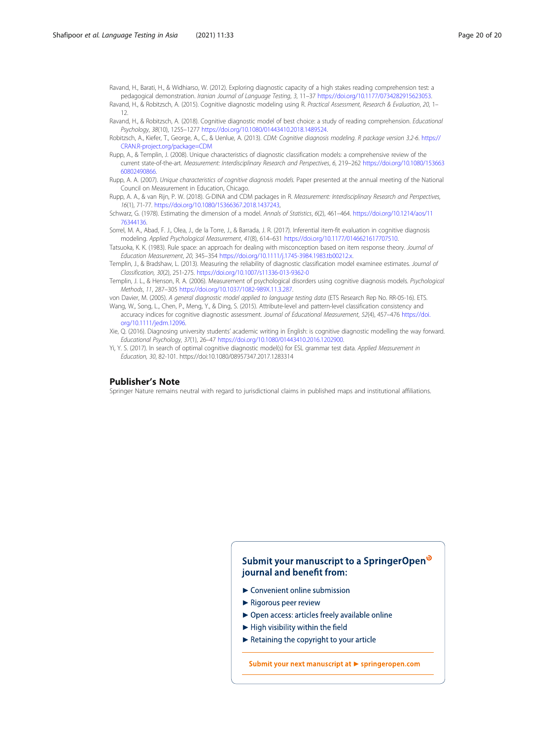Ravand, H., Barati, H., & Widhiarso, W. (2012). Exploring diagnostic capacity of a high stakes reading comprehension test: a pedagogical demonstration. *Iranian Journal of Language Testing*, *3*, 11–37 https://doi.org/10.1177/0734282915623053.

Ravand, H., & Robitzsch, A. (2015). Cognitive diagnostic modeling using R. *Practical Assessment, Research & Evaluation*, *20*, 1–12.

Ravand, H., & Robitzsch, A. (2018). Cognitive diagnostic model of best choice: a study of reading comprehension. *Educational Psychology*, *38*(10), 1255–1277 https://doi.org/10.1080/01443410.2018.1489524.

Robitzsch, A., Kiefer, T., George, A., C., & Uenlue, A. (2013). *CDM: Cognitive diagnosis modeling. R package version 3.2-6*. https://CRAN.R-project.org/package=CDM

Rupp, A., & Templin, J. (2008). Unique characteristics of diagnostic classification models: a comprehensive review of the current state-of-the-art. *Measurement: Interdisciplinary Research and Perspectives*, *6*, 219–262 https://doi.org/10.1080/15366360802490866.

Rupp, A. A. (2007). *Unique characteristics of cognitive diagnosis models.* Paper presented at the annual meeting of the National Council on Measurement in Education, Chicago.

Rupp, A. A., & van Rijn, P. W. (2018). G-DINA and CDM packages in R. *Measurement: Interdisciplinary Research and Perspectives*, *16*(1), 71-77. https://doi.org/10.1080/15366367.2018.1437243,

Schwarz, G. (1978). Estimating the dimension of a model. *Annals of Statistics*, *6*(2), 461–464. https://doi.org/10.1214/aos/1176344136.

Sorrel, M. A., Abad, F. J., Olea, J., de la Torre, J., & Barrada, J. R. (2017). Inferential item-fit evaluation in cognitive diagnosis modeling. *Applied Psychological Measurement*, *41*(8), 614–631 https://doi.org/10.1177/0146621617707510.

Tatsuoka, K. K. (1983). Rule space: an approach for dealing with misconception based on item response theory. *Journal of Education Measurement*, *20*, 345–354 https://doi.org/10.1111/j.1745-3984.1983.tb00212.x.

Templin, J., & Bradshaw, L. (2013). Measuring the reliability of diagnostic classification model examinee estimates. *Journal of Classification*, *30*(2), 251-275. https://doi.org/10.1007/s11336-013-9362-0

Templin, J. L., & Henson, R. A. (2006). Measurement of psychological disorders using cognitive diagnosis models. *Psychological Methods*, *11*, 287–305 https://doi.org/10.1037/1082-989X.11.3.287.

von Davier, M. (2005). *A general diagnostic model applied to language testing data* (ETS Research Rep No. RR-05-16). ETS.

Wang, W., Song, L., Chen, P., Meng, Y., & Ding, S. (2015). Attribute-level and pattern-level classification consistency and accuracy indices for cognitive diagnostic assessment. *Journal of Educational Measurement*, *52*(4), 457–476 https://doi.org/10.1111/jedm.12096.

Xie, Q. (2016). Diagnosing university students' academic writing in English: is cognitive diagnostic modelling the way forward. *Educational Psychology*, *37*(1), 26–47 https://doi.org/10.1080/01443410.2016.1202900.

Yi, Y. S. (2017). In search of optimal cognitive diagnostic model(s) for ESL grammar test data. *Applied Measurement in Education*, *30*, 82-101. https://doi:10.1080/08957347.2017.1283314

## Publisher's Note

Springer Nature remains neutral with regard to jurisdictional claims in published maps and institutional affiliations.

**Submit your manuscript to a SpringerOpen journal and benefit from:**

- ► Convenient online submission
- ► Rigorous peer review
- ► Open access: articles freely available online
- ► High visibility within the field
- ► Retaining the copyright to your article

**Submit your next manuscript at ► springeropen.com**